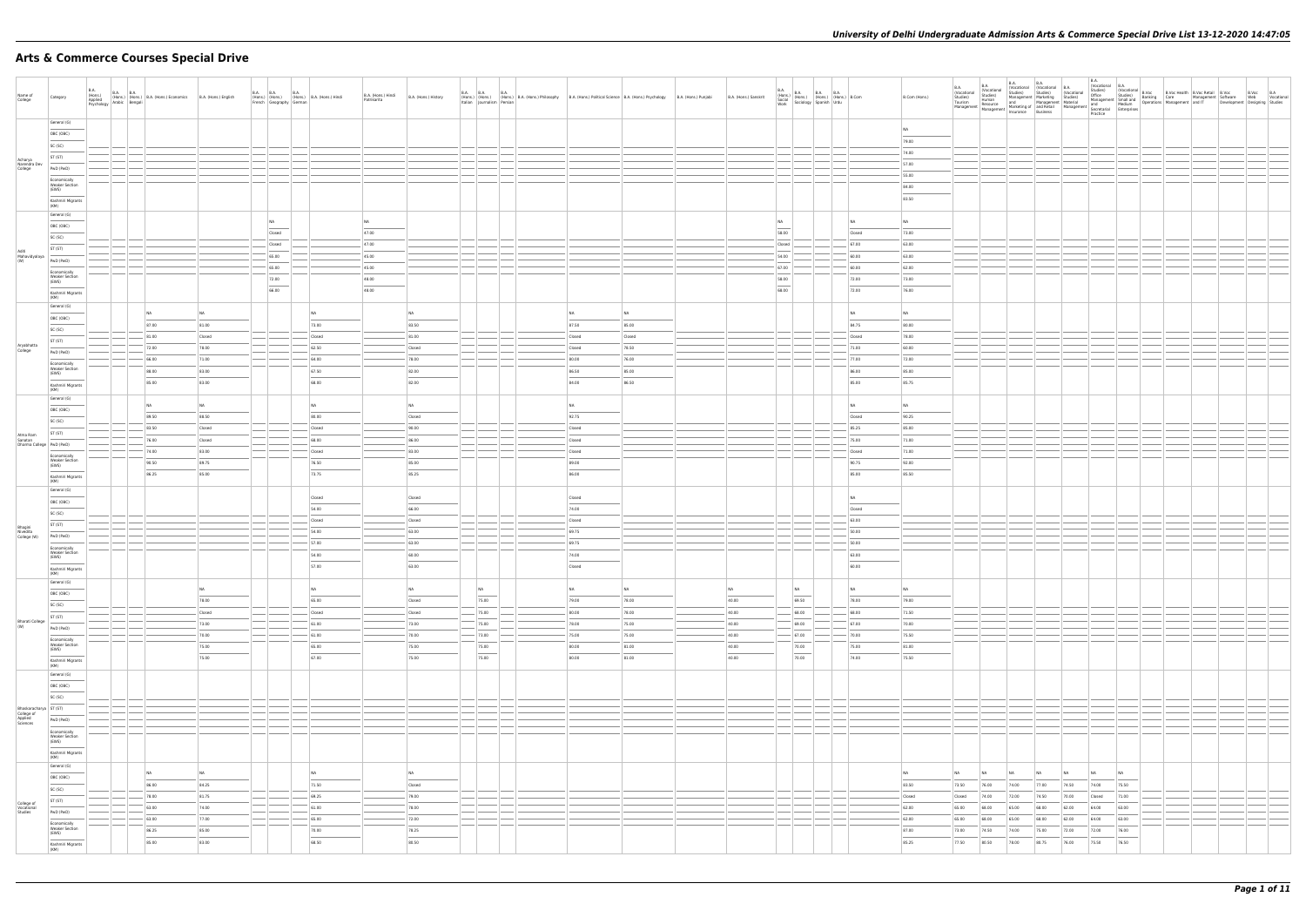# Arts & Commerce Courses Special Drive

| Name of College | Category | B.A. (Hons.) Applied Psychology | B.A. (Hons.) Arabic | B.A. (Hons.) Bengali | B.A. (Hons.) Economics | B.A. (Hons.) English | B.A. (Hons.) French | B.A. (Hons.) Geography | B.A. (Hons.) German | B.A. (Hons.) Hindi | B.A. (Hons.) Hindi Patrikarita | B.A. (Hons.) History | B.A. (Hons.) Italian | B.A. (Hons.) Journalism | B.A. (Hons.) Persian | B.A. (Hons.) Philosophy | B.A. (Hons.) Political Science | B.A. (Hons.) Psychology | B.A. (Hons.) Punjabi | B.A. (Hons.) Sanskrit | B.A. (Hons.) Social Work | B.A. (Hons.) Sociology | B.A. (Hons.) Spanish | B.A. (Hons.) Urdu | B.Com | B.Com (Hons.) | B.A. (Vocational Studies) Tourism Management | B.A. (Vocational Studies) Human Resource Management | B.A. (Vocational Studies) Management and Marketing of Insurance | B.A. (Vocational Studies) Marketing Management and Retail Business | B.A. (Vocational Studies) Material Management | B.A. (Vocational Studies) Office Management and Secretarial Practice | B.A. (Vocational Studies) Small and Medium Enterprises | B.Voc Banking Operations | B.Voc Health Care Management | B.Voc Retail Management and IT | B.Voc Software Development | B.Voc Web Designing | B.A Vocational Studies |
|---|---|---|---|---|---|---|---|---|---|---|---|---|---|---|---|---|---|---|---|---|---|---|---|---|---|---|---|---|---|---|---|---|---|---|---|---|---|---|---|
| Acharya Narendra Dev College | General (G) | | | | | | | | | | | | | | | | | | | | | | | | | NA | | | | | | | | | | | | | |
| | OBC (OBC) | | | | | | | | | | | | | | | | | | | | | | | | | 79.00 | | | | | | | | | | | | | |
| | SC (SC) | | | | | | | | | | | | | | | | | | | | | | | | | 74.00 | | | | | | | | | | | | | |
| | ST (ST) | | | | | | | | | | | | | | | | | | | | | | | | | 57.00 | | | | | | | | | | | | | |
| | PwD (PwD) | | | | | | | | | | | | | | | | | | | | | | | | | 55.00 | | | | | | | | | | | | | |
| | Economically Weaker Section (EWS) | | | | | | | | | | | | | | | | | | | | | | | | | 84.00 | | | | | | | | | | | | | |
| | Kashmiri Migrants (KM) | | | | | | | | | | | | | | | | | | | | | | | | | 83.50 | | | | | | | | | | | | | |
| Aditi Mahavidyalaya (W) | General (G) | | | | | | NA | | | | NA | | | | | | | | | | NA | | | | NA | NA | | | | | | | | | | | | | |
| | OBC (OBC) | | | | | | Closed | | | | 47.00 | | | | | | | | | | 58.00 | | | | Closed | 73.00 | | | | | | | | | | | | | |
| | SC (SC) | | | | | | Closed | | | | 47.00 | | | | | | | | | | Closed | | | | 67.00 | 63.00 | | | | | | | | | | | | | |
| | ST (ST) | | | | | | 65.00 | | | | 45.00 | | | | | | | | | | 54.00 | | | | 60.00 | 63.00 | | | | | | | | | | | | | |
| | PwD (PwD) | | | | | | 65.00 | | | | 45.00 | | | | | | | | | | 67.00 | | | | 60.00 | 62.00 | | | | | | | | | | | | | |
| | Economically Weaker Section (EWS) | | | | | | 72.00 | | | | 48.00 | | | | | | | | | | 58.00 | | | | 72.00 | 73.00 | | | | | | | | | | | | | |
| | Kashmiri Migrants (KM) | | | | | | 66.00 | | | | 49.00 | | | | | | | | | | 68.00 | | | | 72.00 | 76.00 | | | | | | | | | | | | | |
| Aryabhatta College | General (G) | | | | NA | NA | | | | NA | | NA | | | | | NA | NA | | | | | | | NA | NA | | | | | | | | | | | | | |
| | OBC (OBC) | | | | 87.00 | 81.00 | | | | 73.00 | | 83.50 | | | | | 87.50 | 85.00 | | | | | | | 84.75 | 80.00 | | | | | | | | | | | | | |
| | SC (SC) | | | | 81.00 | Closed | | | | Closed | | 81.00 | | | | | Closed | Closed | | | | | | | Closed | 78.00 | | | | | | | | | | | | | |
| | ST (ST) | | | | 72.00 | 78.00 | | | | 62.50 | | Closed | | | | | Closed | 78.50 | | | | | | | 71.00 | 60.00 | | | | | | | | | | | | | |
| | PwD (PwD) | | | | 66.00 | 71.00 | | | | 64.00 | | 78.00 | | | | | 80.00 | 76.00 | | | | | | | 77.00 | 72.00 | | | | | | | | | | | | | |
| | Economically Weaker Section (EWS) | | | | 88.00 | 83.00 | | | | 67.50 | | 82.00 | | | | | 86.50 | 85.00 | | | | | | | 86.00 | 85.00 | | | | | | | | | | | | | |
| | Kashmiri Migrants (KM) | | | | 85.00 | 83.00 | | | | 68.00 | | 82.00 | | | | | 84.00 | 86.50 | | | | | | | 85.00 | 83.75 | | | | | | | | | | | | | |
| Atma Ram Sanatan Dharma College | General (G) | | | | NA | NA | | | | NA | | NA | | | | | NA | | | | | | | | NA | NA | | | | | | | | | | | | | |
| | OBC (OBC) | | | | 89.50 | 88.50 | | | | 80.00 | | Closed | | | | | 92.75 | | | | | | | | Closed | 90.25 | | | | | | | | | | | | | |
| | SC (SC) | | | | 83.50 | Closed | | | | Closed | | 90.00 | | | | | Closed | | | | | | | | 85.25 | 85.00 | | | | | | | | | | | | | |
| | ST (ST) | | | | 76.00 | Closed | | | | 68.00 | | 86.00 | | | | | Closed | | | | | | | | 75.00 | 71.00 | | | | | | | | | | | | | |
| | PwD (PwD) | | | | 74.00 | 83.00 | | | | Closed | | 83.00 | | | | | Closed | | | | | | | | Closed | 71.00 | | | | | | | | | | | | | |
| | Economically Weaker Section (EWS) | | | | 90.50 | 89.75 | | | | 76.50 | | 85.00 | | | | | 89.00 | | | | | | | | 90.75 | 92.00 | | | | | | | | | | | | | |
| | Kashmiri Migrants (KM) | | | | 86.25 | 85.00 | | | | 73.75 | | 85.25 | | | | | 86.00 | | | | | | | | 85.00 | 85.50 | | | | | | | | | | | | | |
| Bhagini Nivedita College (W) | General (G) | | | | | | | | | Closed | | Closed | | | | | Closed | | | | | | | | NA | | | | | | | | | | | | | | |
| | OBC (OBC) | | | | | | | | | 54.00 | | 66.00 | | | | | 74.00 | | | | | | | | Closed | | | | | | | | | | | | | | |
| | SC (SC) | | | | | | | | | Closed | | Closed | | | | | Closed | | | | | | | | 63.00 | | | | | | | | | | | | | | |
| | ST (ST) | | | | | | | | | 54.00 | | 63.00 | | | | | 69.75 | | | | | | | | 50.00 | | | | | | | | | | | | | | |
| | PwD (PwD) | | | | | | | | | 57.00 | | 63.00 | | | | | 69.75 | | | | | | | | 50.00 | | | | | | | | | | | | | | |
| | Economically Weaker Section (EWS) | | | | | | | | | 54.00 | | 68.00 | | | | | 74.00 | | | | | | | | 63.00 | | | | | | | | | | | | | | |
| | Kashmiri Migrants (KM) | | | | | | | | | 57.00 | | 63.00 | | | | | Closed | | | | | | | | 60.00 | | | | | | | | | | | | | | |
| Bharati College (W) | General (G) | | | | | NA | | | | NA | | NA | NA | | | | NA | NA | | NA | | NA | | | NA | NA | | | | | | | | | | | | | |
| | OBC (OBC) | | | | | 78.00 | | | | 65.00 | | Closed | 75.00 | | | | 79.00 | 78.00 | | 40.00 | | 69.50 | | | 78.00 | 79.00 | | | | | | | | | | | | | |
| | SC (SC) | | | | | Closed | | | | Closed | | Closed | 75.00 | | | | 80.00 | 78.00 | | 40.00 | | 68.00 | | | 68.00 | 71.50 | | | | | | | | | | | | | |
| | ST (ST) | | | | | 73.00 | | | | 61.00 | | 73.00 | 75.00 | | | | 78.00 | 75.00 | | 40.00 | | 69.00 | | | 67.00 | 70.00 | | | | | | | | | | | | | |
| | PwD (PwD) | | | | | 70.00 | | | | 61.00 | | 70.00 | 73.00 | | | | 75.00 | 75.00 | | 40.00 | | 67.00 | | | 70.00 | 75.50 | | | | | | | | | | | | | |
| | Economically Weaker Section (EWS) | | | | | 75.00 | | | | 65.00 | | 75.00 | 75.00 | | | | 80.00 | 81.00 | | 40.00 | | 70.00 | | | 75.00 | 81.00 | | | | | | | | | | | | | |
| | Kashmiri Migrants (KM) | | | | | 75.00 | | | | 67.00 | | 75.00 | 75.00 | | | | 80.00 | 81.00 | | 40.00 | | 70.00 | | | 74.00 | 75.50 | | | | | | | | | | | | | |
| Bhaskaracharya College of Applied Sciences | General (G) | | | | | | | | | | | | | | | | | | | | | | | | | | | | | | | | | | | | | | |
| | OBC (OBC) | | | | | | | | | | | | | | | | | | | | | | | | | | | | | | | | | | | | | | |
| | SC (SC) | | | | | | | | | | | | | | | | | | | | | | | | | | | | | | | | | | | | | | |
| | ST (ST) | | | | | | | | | | | | | | | | | | | | | | | | | | | | | | | | | | | | | | |
| | PwD (PwD) | | | | | | | | | | | | | | | | | | | | | | | | | | | | | | | | | | | | | | |
| | Economically Weaker Section (EWS) | | | | | | | | | | | | | | | | | | | | | | | | | | | | | | | | | | | | | | |
| | Kashmiri Migrants (KM) | | | | | | | | | | | | | | | | | | | | | | | | | | | | | | | | | | | | | | |
| College of Vocational Studies | General (G) | | | | NA | NA | | | | NA | | NA | | | | | | | | | | | | | | NA | NA | NA | NA | NA | NA | NA | NA | | | | | | |
| | OBC (OBC) | | | | 86.00 | 84.25 | | | | 71.50 | | Closed | | | | | | | | | | | | | | 83.50 | 73.50 | 76.00 | 74.00 | 77.00 | 74.50 | 74.00 | 75.50 | | | | | | |
| | SC (SC) | | | | 78.00 | 81.75 | | | | 69.25 | | 79.00 | | | | | | | | | | | | | | Closed | Closed | 74.00 | 72.00 | 74.50 | 70.00 | Closed | 71.00 | | | | | | |
| | ST (ST) | | | | 63.00 | 74.00 | | | | 61.00 | | 78.00 | | | | | | | | | | | | | | 62.00 | 65.00 | 68.00 | 65.00 | 68.00 | 62.00 | 64.00 | 63.00 | | | | | | |
| | PwD (PwD) | | | | 63.00 | 77.00 | | | | 65.00 | | 72.00 | | | | | | | | | | | | | | 62.00 | 65.00 | 68.00 | 65.00 | 68.00 | 62.00 | 64.00 | 63.00 | | | | | | |
| | Economically Weaker Section (EWS) | | | | 86.25 | 85.00 | | | | 70.00 | | 78.25 | | | | | | | | | | | | | | 87.00 | 73.00 | 74.50 | 74.00 | 75.00 | 72.00 | 72.00 | 76.00 | | | | | | |
| | Kashmiri Migrants (KM) | | | | 85.00 | 83.00 | | | | 68.50 | | 80.50 | | | | | | | | | | | | | | 85.25 | 77.50 | 80.50 | 78.00 | 85.75 | 76.00 | 75.50 | 76.50 | | | | | | |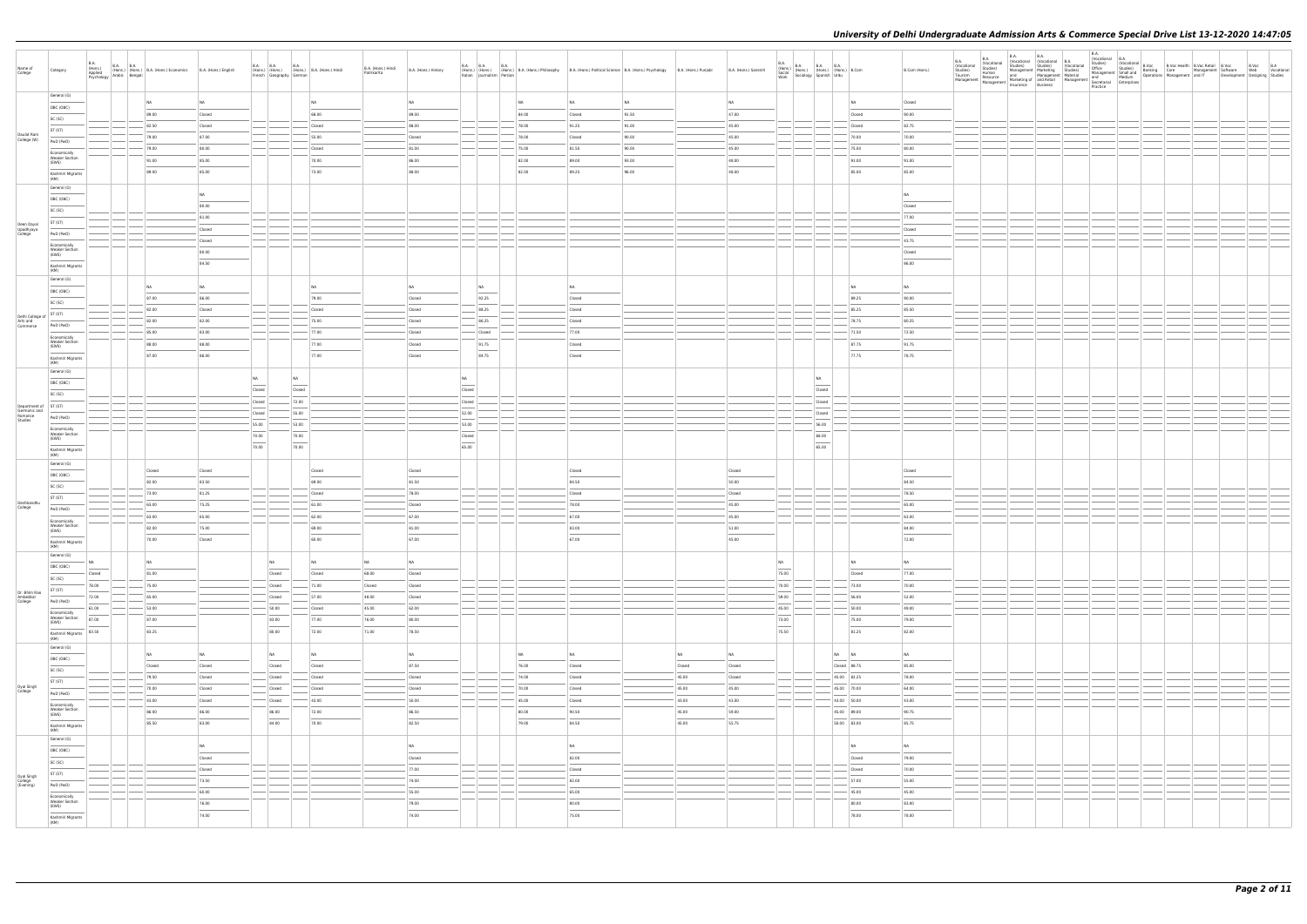| Name of College | Category | B.A. (Hons.) Applied Psychology | B.A. (Hons.) Arabic | B.A. (Hons.) Bengali | B.A. (Hons.) Economics | B.A. (Hons.) English | B.A. (Hons.) French | B.A. (Hons.) Geography | B.A. (Hons.) German | B.A. (Hons.) Hindi | B.A. (Hons.) Hindi Patrakarita | B.A. (Hons.) History | B.A. (Hons.) Italian | B.A. (Hons.) Journalism | B.A. (Hons.) Persian | B.A. (Hons.) Philosophy | B.A. (Hons.) Political Science | B.A. (Hons.) Psychology | B.A. (Hons.) Punjabi | B.A. (Hons.) Sanskrit | B.A. (Hons.) Social Work | B.A. (Hons.) Sociology | B.A. (Hons.) Spanish | B.A. (Hons.) Urdu | B.Com | B.Com (Hons.) | B.A. (Vocational Studies) Tourism Management | B.A. (Vocational Studies) Human Resource Management | B.A. (Vocational Studies) Management and Marketing of Insurance | B.A. (Vocational Studies) Marketing Management and Retail Business | B.A. (Vocational Studies) Material Management | B.A. (Vocational Studies) Office Management and Secretarial Practice | B.A. (Vocational Studies) Small and Medium Enterprises | B.Voc Banking Operations | B.Voc Health Care | B.Voc Retail Management and IT | B.Voc Software Development | B.Voc Web Designing | B.A Vocational Studies |
|---|---|---|---|---|---|---|---|---|---|---|---|---|---|---|---|---|---|---|---|---|---|---|---|---|---|---|---|---|---|---|---|---|---|---|---|---|---|---|---|
| Daulat Ram College (W) | General (G) | | | | NA | NA | | | | NA | | NA | | | | NA | NA | NA | | NA | | | | | NA | Closed | | | | | | | | | | | | | |
| | OBC (OBC) | | | | 89.00 | Closed | | | | 68.00 | | 89.00 | | | | 84.00 | Closed | 91.50 | | 47.00 | | | | | Closed | 90.00 | | | | | | | | | | | | | |
| | SC (SC) | | | | 82.50 | Closed | | | | Closed | | 88.00 | | | | 79.00 | 91.25 | 91.00 | | 45.00 | | | | | Closed | 82.75 | | | | | | | | | | | | | |
| | ST (ST) | | | | 79.00 | 87.00 | | | | 55.00 | | Closed | | | | 78.00 | Closed | 90.00 | | 45.00 | | | | | 70.00 | 70.00 | | | | | | | | | | | | | |
| | PwD (PwD) | | | | 79.00 | 88.00 | | | | Closed | | 81.00 | | | | 75.00 | 81.50 | 90.00 | | 45.00 | | | | | 75.00 | 80.00 | | | | | | | | | | | | | |
| | Economically Weaker Section (EWS) | | | | 91.00 | 85.00 | | | | 70.00 | | 86.00 | | | | 82.00 | 89.00 | 93.00 | | 48.00 | | | | | 91.00 | 91.00 | | | | | | | | | | | | | |
| | Kashmiri Migrants (KM) | | | | 89.00 | 85.00 | | | | 73.00 | | 88.00 | | | | 82.00 | 89.25 | 96.00 | | 48.00 | | | | | 85.00 | 85.00 | | | | | | | | | | | | | |
| Deen Dayal Upadhyaya College | General (G) | | | | | NA | | | | | | | | | | | | | | | | | | | | NA | | | | | | | | | | | | | |
| | OBC (OBC) | | | | | 88.00 | | | | | | | | | | | | | | | | | | | | Closed | | | | | | | | | | | | | |
| | SC (SC) | | | | | 81.00 | | | | | | | | | | | | | | | | | | | | 77.00 | | | | | | | | | | | | | |
| | ST (ST) | | | | | Closed | | | | | | | | | | | | | | | | | | | | Closed | | | | | | | | | | | | | |
| | PwD (PwD) | | | | | Closed | | | | | | | | | | | | | | | | | | | | 63.75 | | | | | | | | | | | | | |
| | Economically Weaker Section (EWS) | | | | | 88.00 | | | | | | | | | | | | | | | | | | | | Closed | | | | | | | | | | | | | |
| | Kashmiri Migrants (KM) | | | | | 84.50 | | | | | | | | | | | | | | | | | | | | 86.00 | | | | | | | | | | | | | |
| Delhi College of Arts and Commerce | General (G) | | | | NA | NA | | | | NA | | NA | | NA | | | NA | | | | | | | | NA | NA | | | | | | | | | | | | | |
| | OBC (OBC) | | | | 87.00 | 86.00 | | | | 79.00 | | Closed | | 93.25 | | | Closed | | | | | | | | 89.25 | 90.00 | | | | | | | | | | | | | |
| | SC (SC) | | | | 82.00 | Closed | | | | Closed | | Closed | | 88.25 | | | Closed | | | | | | | | 85.25 | 85.50 | | | | | | | | | | | | | |
| | ST (ST) | | | | 82.00 | 82.00 | | | | 75.00 | | Closed | | 86.25 | | | Closed | | | | | | | | 78.75 | 80.25 | | | | | | | | | | | | | |
| | PwD (PwD) | | | | 85.00 | 83.00 | | | | 77.00 | | Closed | | Closed | | | 77.00 | | | | | | | | 71.50 | 72.50 | | | | | | | | | | | | | |
| | Economically Weaker Section (EWS) | | | | 88.00 | 88.00 | | | | 77.00 | | Closed | | 91.75 | | | Closed | | | | | | | | 87.75 | 91.75 | | | | | | | | | | | | | |
| | Kashmiri Migrants (KM) | | | | 87.00 | 86.00 | | | | 77.00 | | Closed | | 94.75 | | | Closed | | | | | | | | 77.75 | 78.75 | | | | | | | | | | | | | |
| Department of Germanic and Romance Studies | General (G) | | | | | | NA | | NA | | | | NA | | | | | | | | | | NA | | | | | | | | | | | | | | | | |
| | OBC (OBC) | | | | | | Closed | | Closed | | | | Closed | | | | | | | | | | Closed | | | | | | | | | | | | | | | | |
| | SC (SC) | | | | | | Closed | | 72.00 | | | | Closed | | | | | | | | | | Closed | | | | | | | | | | | | | | | | |
| | ST (ST) | | | | | | Closed | | 55.00 | | | | 52.00 | | | | | | | | | | Closed | | | | | | | | | | | | | | | | |
| | PwD (PwD) | | | | | | 55.00 | | 53.00 | | | | 53.00 | | | | | | | | | | 56.00 | | | | | | | | | | | | | | | | |
| | Economically Weaker Section (EWS) | | | | | | 70.00 | | 78.00 | | | | Closed | | | | | | | | | | 68.00 | | | | | | | | | | | | | | | | |
| | Kashmiri Migrants (KM) | | | | | | 70.00 | | 78.00 | | | | 65.00 | | | | | | | | | | 65.00 | | | | | | | | | | | | | | | | |
| Deshbandhu College | General (G) | | | | Closed | Closed | | | | Closed | | Closed | | | | | Closed | | | Closed | | | | | | Closed | | | | | | | | | | | | | |
| | OBC (OBC) | | | | 82.00 | 83.50 | | | | 69.00 | | 81.50 | | | | | 84.50 | | | 50.00 | | | | | | 84.50 | | | | | | | | | | | | | |
| | SC (SC) | | | | 73.00 | 81.25 | | | | Closed | | 78.00 | | | | | Closed | | | Closed | | | | | | 78.50 | | | | | | | | | | | | | |
| | ST (ST) | | | | 63.00 | 75.25 | | | | 61.00 | | Closed | | | | | 78.00 | | | 45.00 | | | | | | 65.00 | | | | | | | | | | | | | |
| | PwD (PwD) | | | | 63.00 | 65.00 | | | | 62.00 | | 67.00 | | | | | 67.00 | | | 45.00 | | | | | | 63.00 | | | | | | | | | | | | | |
| | Economically Weaker Section (EWS) | | | | 82.00 | 75.00 | | | | 69.00 | | 81.00 | | | | | 83.00 | | | 51.00 | | | | | | 84.00 | | | | | | | | | | | | | |
| | Kashmiri Migrants (KM) | | | | 70.00 | Closed | | | | 68.00 | | 67.00 | | | | | 67.00 | | | 45.00 | | | | | | 72.00 | | | | | | | | | | | | | |
| Dr. Bhim Rao Ambedkar College | General (G) | NA | | | NA | | | NA | | NA | NA | NA | | | | | | | | | NA | | | | NA | NA | | | | | | | | | | | | | |
| | OBC (OBC) | Closed | | | 81.00 | | | Closed | | Closed | 68.00 | Closed | | | | | | | | | 75.00 | | | | Closed | 77.00 | | | | | | | | | | | | | |
| | SC (SC) | 78.00 | | | 75.00 | | | Closed | | 71.00 | Closed | Closed | | | | | | | | | 70.00 | | | | 73.00 | 70.00 | | | | | | | | | | | | | |
| | ST (ST) | 72.00 | | | 65.00 | | | Closed | | 57.00 | 49.00 | Closed | | | | | | | | | 59.00 | | | | 56.00 | 53.00 | | | | | | | | | | | | | |
| | PwD (PwD) | 61.00 | | | 53.00 | | | 50.00 | | Closed | 45.00 | 62.00 | | | | | | | | | 45.00 | | | | 50.00 | 49.00 | | | | | | | | | | | | | |
| | Economically Weaker Section (EWS) | 87.00 | | | 87.00 | | | 83.00 | | 77.00 | 76.00 | 80.00 | | | | | | | | | 73.00 | | | | 75.00 | 79.00 | | | | | | | | | | | | | |
| | Kashmiri Migrants (KM) | 83.50 | | | 93.25 | | | 88.00 | | 72.00 | 73.00 | 78.50 | | | | | | | | | 75.50 | | | | 81.25 | 82.00 | | | | | | | | | | | | | |
| Dyal Singh College | General (G) | | | | NA | NA | | NA | | NA | | NA | | | | NA | NA | | NA | NA | | | | NA | NA | NA | | | | | | | | | | | | | |
| | OBC (OBC) | | | | Closed | Closed | | Closed | | Closed | | 87.50 | | | | 76.00 | Closed | | Closed | Closed | | | | Closed | 88.75 | 85.00 | | | | | | | | | | | | | |
| | SC (SC) | | | | 78.50 | Closed | | Closed | | Closed | | Closed | | | | 74.00 | Closed | | 45.00 | Closed | | | | 45.00 | 82.25 | 78.00 | | | | | | | | | | | | | |
| | ST (ST) | | | | 78.00 | Closed | | Closed | | Closed | | Closed | | | | 70.00 | Closed | | 45.00 | 45.00 | | | | 45.00 | 70.00 | 64.00 | | | | | | | | | | | | | |
| | PwD (PwD) | | | | 43.00 | Closed | | Closed | | 43.00 | | 50.00 | | | | 45.00 | Closed | | 43.00 | 43.00 | | | | 43.00 | 50.00 | 43.00 | | | | | | | | | | | | | |
| | Economically Weaker Section (EWS) | | | | 86.00 | 86.00 | | 86.00 | | 72.00 | | 86.50 | | | | 80.00 | 90.50 | | 45.00 | 59.00 | | | | 45.00 | 89.00 | 90.75 | | | | | | | | | | | | | |
| | Kashmiri Migrants (KM) | | | | 85.50 | 83.00 | | 84.00 | | 78.00 | | 82.50 | | | | 79.00 | 84.50 | | 45.00 | 55.75 | | | | 50.00 | 83.00 | 85.75 | | | | | | | | | | | | | |
| Dyal Singh College (Evening) | General (G) | | | | | NA | | | | | | NA | | | | | NA | | | | | | | | NA | NA | | | | | | | | | | | | | |
| | OBC (OBC) | | | | | Closed | | | | | | Closed | | | | | 82.00 | | | | | | | | Closed | 79.00 | | | | | | | | | | | | | |
| | SC (SC) | | | | | Closed | | | | | | 77.00 | | | | | Closed | | | | | | | | Closed | 70.00 | | | | | | | | | | | | | |
| | ST (ST) | | | | | 73.50 | | | | | | 74.00 | | | | | 82.00 | | | | | | | | 57.00 | 55.00 | | | | | | | | | | | | | |
| | PwD (PwD) | | | | | 60.00 | | | | | | 55.00 | | | | | 65.00 | | | | | | | | 45.00 | 45.00 | | | | | | | | | | | | | |
| | Economically Weaker Section (EWS) | | | | | 76.00 | | | | | | 79.00 | | | | | 80.00 | | | | | | | | 80.00 | 83.00 | | | | | | | | | | | | | |
| | Kashmiri Migrants (KM) | | | | | 74.00 | | | | | | 74.00 | | | | | 75.00 | | | | | | | | 78.00 | 78.00 | | | | | | | | | | | | | |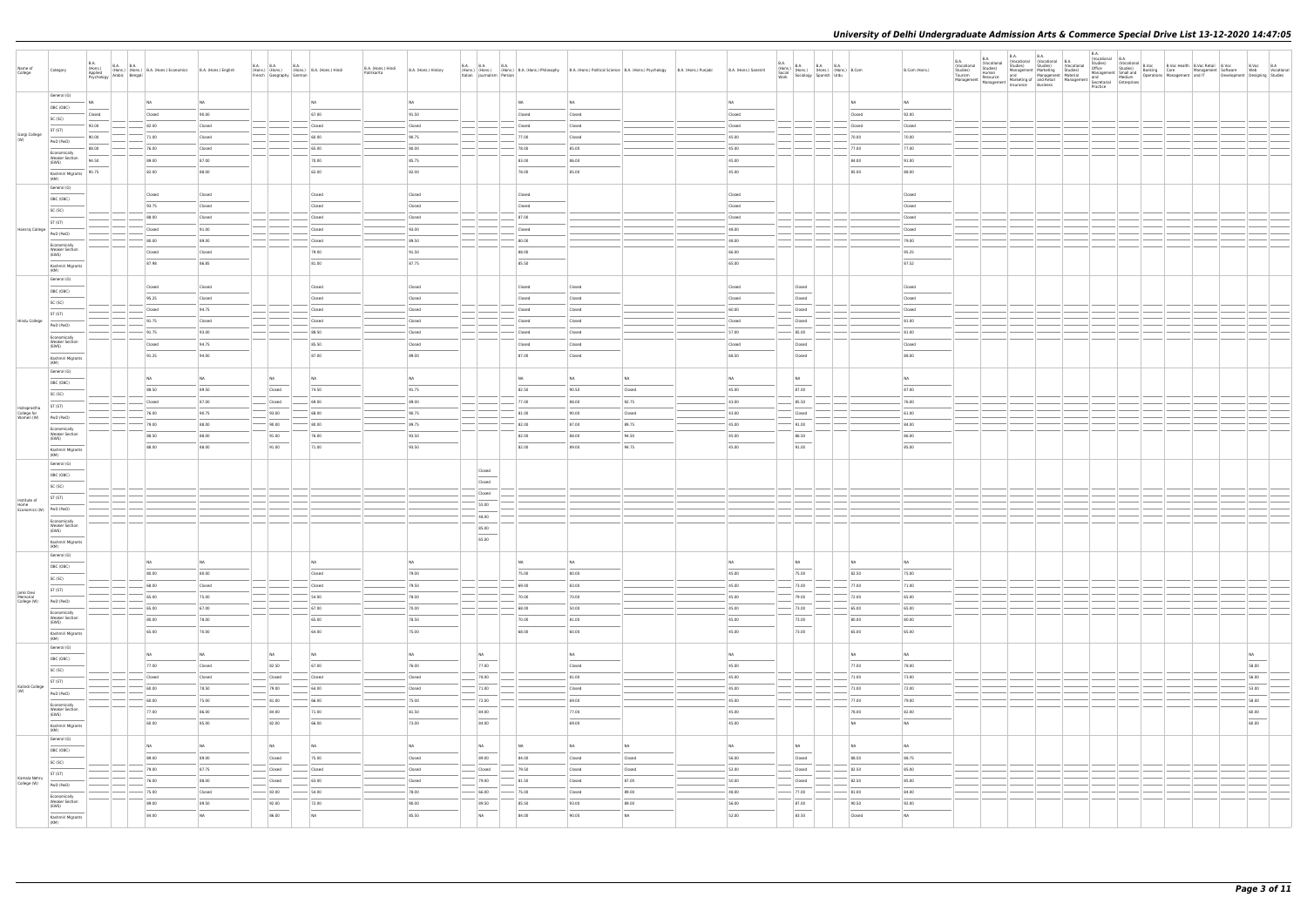| Name of College | Category | B.A. (Hons.) Applied Psychology | B.A. (Hons.) Arabic | B.A. (Hons.) Bengali | B.A. (Hons.) Economics | B.A. (Hons.) English | B.A. (Hons.) French | B.A. (Hons.) Geography | B.A. (Hons.) German | B.A. (Hons.) Hindi | B.A. (Hons.) Hindi Patrikarita | B.A. (Hons.) History | B.A. (Hons.) Italian | B.A. (Hons.) Journalism | B.A. (Hons.) Persian | B.A. (Hons.) Philosophy | B.A. (Hons.) Political Science | B.A. (Hons.) Psychology | B.A. (Hons.) Punjabi | B.A. (Hons.) Sanskrit | B.A. (Hons.) Social Work | B.A. (Hons.) Sociology | B.A. (Hons.) Spanish | B.A. (Hons.) Urdu | B.Com | B.Com (Hons.) | B.A. (Vocational Studies) Tourism Management | B.A. (Vocational Studies) Human Resource Management | B.A. (Vocational Studies) Management and Marketing of Insurance | B.A. (Vocational Studies) Marketing Management and Retail Business | B.A. (Vocational Studies) Material Management | B.A. (Vocational Studies) Office Management and Secretarial Practice | B.A. (Vocational Studies) Small and Medium Enterprises | B.Voc Banking Operations | B.Voc Health Care Management | B.Voc Retail Management and IT | B.Voc Software Development | B.Voc Web Designing | B.A Vocational Studies |
|---|---|---|---|---|---|---|---|---|---|---|---|---|---|---|---|---|---|---|---|---|---|---|---|---|---|---|---|---|---|---|---|---|---|---|---|---|---|---|---|
| Gargi College (W) | General (G) | NA | | | NA | NA | | | | NA | | NA | | | | NA | NA | | | NA | | | | | NA | NA | | | | | | | | | | | | | |
| | OBC (OBC) | Closed | | | Closed | 90.00 | | | | 67.00 | | 91.50 | | | | Closed | Closed | | | Closed | | | | | Closed | 92.00 | | | | | | | | | | | | | |
| | SC (SC) | 93.00 | | | 92.00 | Closed | | | | Closed | | Closed | | | | Closed | Closed | | | Closed | | | | | Closed | Closed | | | | | | | | | | | | | |
| | ST (ST) | 90.00 | | | 71.00 | Closed | | | | 66.00 | | 90.75 | | | | 77.00 | Closed | | | 45.00 | | | | | 70.00 | 70.00 | | | | | | | | | | | | | |
| | PwD (PwD) | 88.00 | | | 76.00 | Closed | | | | 65.00 | | 88.00 | | | | 78.00 | 85.00 | | | 45.00 | | | | | 77.00 | 77.00 | | | | | | | | | | | | | |
| | Economically Weaker Section (EWS) | 94.50 | | | 89.00 | 87.00 | | | | 70.00 | | 85.75 | | | | 83.00 | 86.00 | | | 45.00 | | | | | 84.00 | 91.00 | | | | | | | | | | | | | |
| | Kashmiri Migrants (KM) | 95.75 | | | 82.00 | 88.00 | | | | 62.00 | | 82.00 | | | | 78.00 | 85.00 | | | 45.00 | | | | | 85.00 | 86.00 | | | | | | | | | | | | | |
| Hansraj College | General (G) | | | | Closed | Closed | | | | Closed | | Closed | | | | Closed | | | | Closed | | | | | | Closed | | | | | | | | | | | | | |
| | OBC (OBC) | | | | 93.75 | Closed | | | | Closed | | Closed | | | | Closed | | | | Closed | | | | | | Closed | | | | | | | | | | | | | |
| | SC (SC) | | | | 86.00 | Closed | | | | Closed | | Closed | | | | 87.00 | | | | Closed | | | | | | Closed | | | | | | | | | | | | | |
| | ST (ST) | | | | Closed | 91.00 | | | | Closed | | 93.00 | | | | Closed | | | | 48.00 | | | | | | Closed | | | | | | | | | | | | | |
| | PwD (PwD) | | | | 88.00 | 89.00 | | | | Closed | | 89.50 | | | | 80.00 | | | | 48.00 | | | | | | 79.00 | | | | | | | | | | | | | |
| | Economically Weaker Section (EWS) | | | | Closed | Closed | | | | 79.00 | | 91.50 | | | | 86.00 | | | | 66.00 | | | | | | 95.25 | | | | | | | | | | | | | |
| | Kashmiri Migrants (KM) | | | | 87.00 | 86.85 | | | | 81.00 | | 87.75 | | | | 85.50 | | | | 65.00 | | | | | | 87.52 | | | | | | | | | | | | | |
| Hindu College | General (G) | | | | Closed | Closed | | | | Closed | | Closed | | | | Closed | Closed | | | Closed | | Closed | | | | Closed | | | | | | | | | | | | | |
| | OBC (OBC) | | | | 95.25 | Closed | | | | Closed | | Closed | | | | Closed | Closed | | | Closed | | Closed | | | | Closed | | | | | | | | | | | | | |
| | SC (SC) | | | | Closed | 94.75 | | | | Closed | | Closed | | | | Closed | Closed | | | 60.00 | | Closed | | | | Closed | | | | | | | | | | | | | |
| | ST (ST) | | | | 91.75 | Closed | | | | Closed | | Closed | | | | Closed | Closed | | | Closed | | Closed | | | | 81.00 | | | | | | | | | | | | | |
| | PwD (PwD) | | | | 91.75 | 93.00 | | | | 88.50 | | Closed | | | | Closed | Closed | | | 57.00 | | 85.00 | | | | 81.00 | | | | | | | | | | | | | |
| | Economically Weaker Section (EWS) | | | | Closed | 94.75 | | | | 85.50 | | Closed | | | | Closed | Closed | | | Closed | | Closed | | | | Closed | | | | | | | | | | | | | |
| | Kashmiri Migrants (KM) | | | | 91.25 | 94.00 | | | | 87.00 | | 89.00 | | | | 87.00 | Closed | | | 68.50 | | Closed | | | | 88.00 | | | | | | | | | | | | | |
| Indraprastha College for Women (W) | General (G) | | | | NA | NA | NA | | | NA | | NA | | | | NA | NA | NA | | NA | | NA | | | | NA | | | | | | | | | | | | | |
| | OBC (OBC) | | | | 88.50 | 89.50 | Closed | | | 74.50 | | 91.75 | | | | 82.50 | 90.50 | Closed | | 45.00 | | 87.00 | | | | 87.00 | | | | | | | | | | | | | |
| | SC (SC) | | | | Closed | 87.00 | Closed | | | 69.00 | | 89.00 | | | | 77.00 | 88.00 | 92.75 | | 43.00 | | 85.50 | | | | 76.00 | | | | | | | | | | | | | |
| | ST (ST) | | | | 76.00 | 90.75 | 93.00 | | | 68.00 | | 90.75 | | | | 81.00 | 90.00 | Closed | | 43.00 | | Closed | | | | 61.00 | | | | | | | | | | | | | |
| | PwD (PwD) | | | | 79.00 | 88.00 | 90.00 | | | 80.00 | | 89.75 | | | | 82.00 | 87.00 | 89.75 | | 45.00 | | 91.00 | | | | 84.00 | | | | | | | | | | | | | |
| | Economically Weaker Section (EWS) | | | | 88.50 | 88.00 | 91.00 | | | 76.00 | | 93.50 | | | | 82.00 | 88.00 | 94.50 | | 45.00 | | 86.50 | | | | 86.00 | | | | | | | | | | | | | |
| | Kashmiri Migrants (KM) | | | | 86.00 | 88.00 | 91.00 | | | 71.00 | | 93.50 | | | | 82.00 | 89.00 | 94.75 | | 45.00 | | 91.00 | | | | 85.00 | | | | | | | | | | | | | |
| Institute of Home Economics (W) | General (G) | | | | | | | | | | | | | Closed | | | | | | | | | | | | | | | | | | | | | | | | | |
| | OBC (OBC) | | | | | | | | | | | | | Closed | | | | | | | | | | | | | | | | | | | | | | | | | |
| | SC (SC) | | | | | | | | | | | | | Closed | | | | | | | | | | | | | | | | | | | | | | | | | |
| | ST (ST) | | | | | | | | | | | | | 55.00 | | | | | | | | | | | | | | | | | | | | | | | | | |
| | PwD (PwD) | | | | | | | | | | | | | 48.00 | | | | | | | | | | | | | | | | | | | | | | | | | |
| | Economically Weaker Section (EWS) | | | | | | | | | | | | | 85.00 | | | | | | | | | | | | | | | | | | | | | | | | | |
| | Kashmiri Migrants (KM) | | | | | | | | | | | | | 65.00 | | | | | | | | | | | | | | | | | | | | | | | | | |
| Janki Devi Memorial College (W) | General (G) | | | | NA | NA | | | | NA | | NA | | | | NA | NA | | | NA | | NA | | | NA | NA | | | | | | | | | | | | | |
| | OBC (OBC) | | | | 88.00 | 88.00 | | | | Closed | | 79.00 | | | | 75.00 | 80.00 | | | 45.00 | | 75.00 | | | 82.50 | 75.00 | | | | | | | | | | | | | |
| | SC (SC) | | | | 68.00 | Closed | | | | Closed | | 79.50 | | | | 69.00 | 83.00 | | | 45.00 | | 73.00 | | | 77.00 | 71.00 | | | | | | | | | | | | | |
| | ST (ST) | | | | 65.00 | 75.00 | | | | 54.00 | | 78.00 | | | | 70.00 | 70.00 | | | 45.00 | | 79.00 | | | 72.00 | 65.00 | | | | | | | | | | | | | |
| | PwD (PwD) | | | | 65.00 | 67.00 | | | | 67.00 | | 70.00 | | | | 68.00 | 50.00 | | | 45.00 | | 73.00 | | | 65.00 | 65.00 | | | | | | | | | | | | | |
| | Economically Weaker Section (EWS) | | | | 88.00 | 78.00 | | | | 65.00 | | 78.50 | | | | 70.00 | 81.00 | | | 45.00 | | 73.00 | | | 80.00 | 80.00 | | | | | | | | | | | | | |
| | Kashmiri Migrants (KM) | | | | 65.00 | 70.00 | | | | 64.00 | | 75.00 | | | | 69.00 | 60.00 | | | 45.00 | | 73.00 | | | 65.00 | 65.00 | | | | | | | | | | | | | |
| Kalindi College (W) | General (G) | | | | NA | NA | NA | | | NA | | NA | | NA | | | NA | | | NA | | | | | NA | NA | | | | | | | | | | | | | NA |
| | OBC (OBC) | | | | 77.00 | Closed | 82.50 | | | 67.00 | | 76.00 | | 77.00 | | | Closed | | | 45.00 | | | | | 77.00 | 78.00 | | | | | | | | | | | | | 58.00 |
| | SC (SC) | | | | Closed | Closed | Closed | | | Closed | | Closed | | 78.00 | | | 81.00 | | | 45.00 | | | | | 71.00 | 73.00 | | | | | | | | | | | | | 56.00 |
| | ST (ST) | | | | 68.00 | 78.50 | 79.00 | | | 64.00 | | Closed | | 73.00 | | | Closed | | | 45.00 | | | | | 71.00 | 72.00 | | | | | | | | | | | | | 53.00 |
| | PwD (PwD) | | | | 68.00 | 75.00 | 81.00 | | | 66.00 | | 75.00 | | 72.00 | | | 69.00 | | | 45.00 | | | | | 77.00 | 79.00 | | | | | | | | | | | | | 58.00 |
| | Economically Weaker Section (EWS) | | | | 77.00 | 86.00 | 84.00 | | | 71.00 | | 81.50 | | 84.00 | | | 77.00 | | | 45.00 | | | | | 78.00 | 82.00 | | | | | | | | | | | | | 60.00 |
| | Kashmiri Migrants (KM) | | | | 68.00 | 85.00 | 82.00 | | | 66.00 | | 73.00 | | 84.00 | | | 69.00 | | | 45.00 | | | | | NA | NA | | | | | | | | | | | | | 60.00 |
| Kamala Nehru College (W) | General (G) | | | | NA | NA | NA | | | NA | | NA | | NA | | NA | NA | NA | | NA | | NA | | | NA | NA | | | | | | | | | | | | | |
| | OBC (OBC) | | | | 89.00 | 89.00 | Closed | | | 75.00 | | Closed | | 89.00 | | 84.00 | Closed | Closed | | 56.00 | | Closed | | | 88.50 | 89.75 | | | | | | | | | | | | | |
| | SC (SC) | | | | 79.00 | 87.75 | Closed | | | Closed | | Closed | | Closed | | 79.50 | Closed | Closed | | 52.00 | | Closed | | | 82.50 | 85.00 | | | | | | | | | | | | | |
| | ST (ST) | | | | 76.00 | 88.00 | Closed | | | 63.00 | | Closed | | 79.00 | | 81.50 | Closed | 87.00 | | 50.00 | | Closed | | | 82.50 | 85.00 | | | | | | | | | | | | | |
| | PwD (PwD) | | | | 75.00 | Closed | 83.00 | | | 54.00 | | 78.00 | | 66.00 | | 75.00 | Closed | 89.00 | | 50.00 | | 77.00 | | | 81.00 | 84.00 | | | | | | | | | | | | | |
| | Economically Weaker Section (EWS) | | | | 89.00 | 89.50 | 92.00 | | | 72.00 | | 90.00 | | 89.50 | | 85.50 | 93.00 | 89.00 | | 56.00 | | 87.00 | | | 90.50 | 92.00 | | | | | | | | | | | | | |
| | Kashmiri Migrants (KM) | | | | 84.00 | NA | 86.00 | | | NA | | 85.50 | | NA | | 84.00 | 90.00 | NA | | 52.00 | | 83.50 | | | Closed | NA | | | | | | | | | | | | | |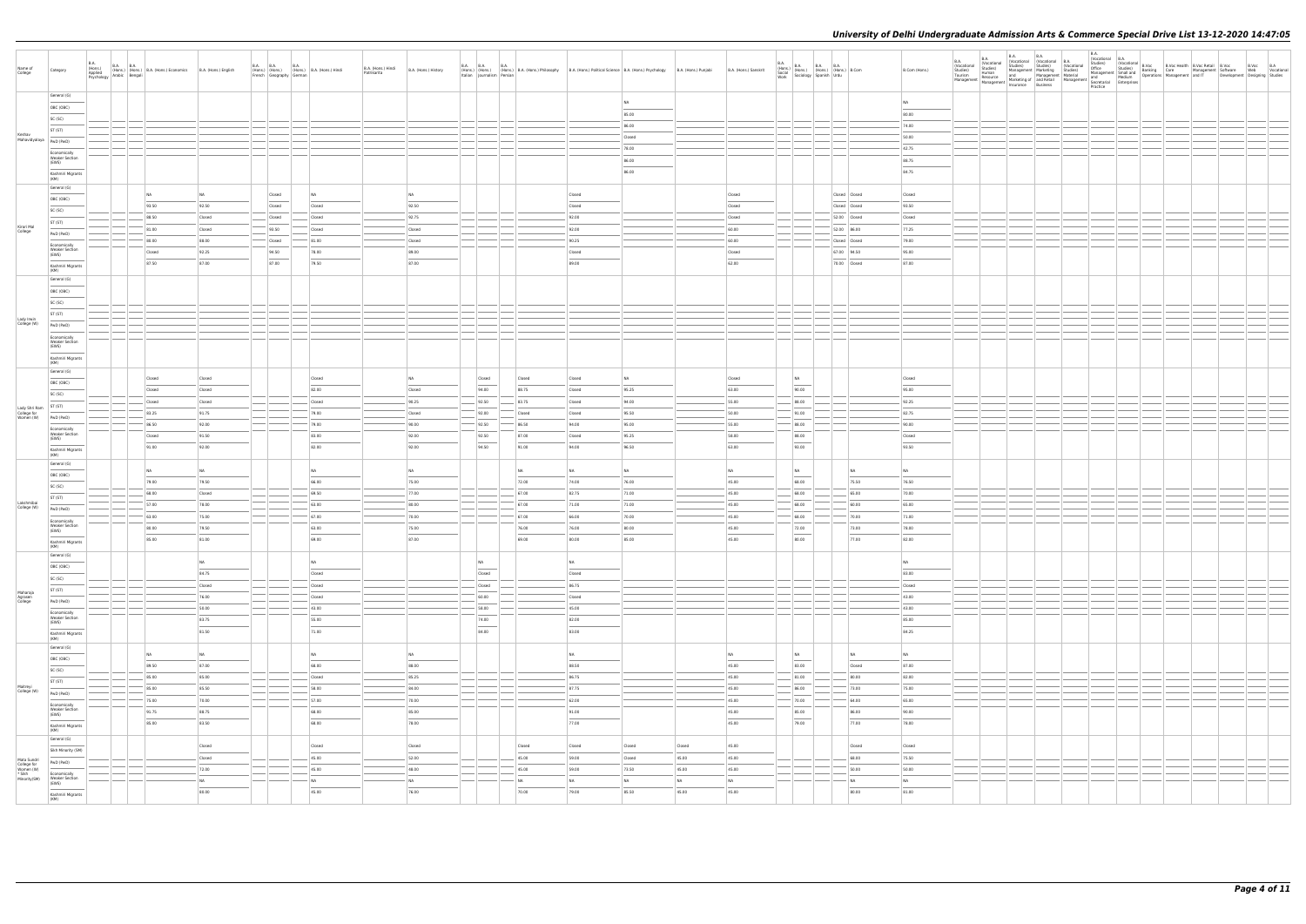# University of Delhi Undergraduate Admission Arts & Commerce Special Drive List 13-12-2020 14:47:05

| Name of College | Category | B.A. (Hons.) Applied Psychology | B.A. (Hons.) Arabic | B.A. (Hons.) Bengali | B.A. (Hons.) Economics | B.A. (Hons.) English | B.A. (Hons.) French | B.A. (Hons.) Geography | B.A. (Hons.) German | B.A. (Hons.) Hindi | B.A. (Hons.) Hindi Patrakarita | B.A. (Hons.) History | B.A. (Hons.) Italian | B.A. (Hons.) Journalism | B.A. (Hons.) Persian | B.A. (Hons.) Philosophy | B.A. (Hons.) Political Science | B.A. (Hons.) Psychology | B.A. (Hons.) Punjabi | B.A. (Hons.) Sanskrit | B.A. (Hons.) Social Work | B.A. (Hons.) Sociology | B.A. (Hons.) Spanish | B.A. (Hons.) Urdu | B.Com | B.Com (Hons.) | B.A. (Vocational Studies) Tourism Management | B.A. (Vocational Studies) Human Resource Management | B.A. (Vocational Studies) Management and Marketing of Insurance | B.A. (Vocational Studies) Marketing Management and Retail Business | B.A. (Vocational Studies) Material Management | B.A. (Vocational Studies) Office Management and Secretarial Practice | B.A. (Vocational Studies) Small and Medium Enterprises | B.Voc Banking Operations | B.Voc Health Care Management | B.Voc Retail Management and IT | B.Voc Software Development | B.Voc Web Designing | B.A Vocational Studies |
|---|---|---|---|---|---|---|---|---|---|---|---|---|---|---|---|---|---|---|---|---|---|---|---|---|---|---|---|---|---|---|---|---|---|---|---|---|---|---|---|
| Keshav Mahavidyalaya | General (G) | | | | | | | | | | | | | | | | | NA | | | | | | | | NA | | | | | | | | | | | | | |
| | OBC (OBC) | | | | | | | | | | | | | | | | | 85.00 | | | | | | | | 80.00 | | | | | | | | | | | | | |
| | SC (SC) | | | | | | | | | | | | | | | | | 86.00 | | | | | | | | 74.00 | | | | | | | | | | | | | |
| | ST (ST) | | | | | | | | | | | | | | | | | Closed | | | | | | | | 50.00 | | | | | | | | | | | | | |
| | PwD (PwD) | | | | | | | | | | | | | | | | | 78.00 | | | | | | | | 42.75 | | | | | | | | | | | | | |
| | Economically Weaker Section (EWS) | | | | | | | | | | | | | | | | | 86.00 | | | | | | | | 88.75 | | | | | | | | | | | | | |
| | Kashmiri Migrants (KM) | | | | | | | | | | | | | | | | | 86.00 | | | | | | | | 84.75 | | | | | | | | | | | | | |
| Kirori Mal College | General (G) | | | | NA | NA | | Closed | | NA | | NA | | | | | Closed | | | Closed | | | | Closed | Closed | Closed | | | | | | | | | | | | | |
| | OBC (OBC) | | | | 93.50 | 92.50 | | Closed | | Closed | | 92.50 | | | | | Closed | | | Closed | | | | Closed | Closed | 93.50 | | | | | | | | | | | | | |
| | SC (SC) | | | | 88.50 | Closed | | Closed | | Closed | | 92.75 | | | | | 92.00 | | | Closed | | | | 52.00 | Closed | Closed | | | | | | | | | | | | | |
| | ST (ST) | | | | 91.00 | Closed | | 93.50 | | Closed | | Closed | | | | | 92.00 | | | 60.00 | | | | 52.00 | 86.00 | 77.25 | | | | | | | | | | | | | |
| | PwD (PwD) | | | | 88.00 | 88.00 | | Closed | | 81.00 | | Closed | | | | | 90.25 | | | 60.00 | | | | Closed | Closed | 79.00 | | | | | | | | | | | | | |
| | Economically Weaker Section (EWS) | | | | Closed | 92.25 | | 94.50 | | 78.00 | | 89.00 | | | | | Closed | | | Closed | | | | 67.00 | 94.50 | 95.00 | | | | | | | | | | | | | |
| | Kashmiri Migrants (KM) | | | | 97.50 | 97.00 | | 97.00 | | 79.50 | | 97.00 | | | | | 89.00 | | | 62.00 | | | | 70.00 | Closed | 97.00 | | | | | | | | | | | | | |
| Lady Irwin College (W) | General (G) | | | | | | | | | | | | | | | | | | | | | | | | | | | | | | | | | | | | | | |
| | OBC (OBC) | | | | | | | | | | | | | | | | | | | | | | | | | | | | | | | | | | | | | | |
| | SC (SC) | | | | | | | | | | | | | | | | | | | | | | | | | | | | | | | | | | | | | | |
| | ST (ST) | | | | | | | | | | | | | | | | | | | | | | | | | | | | | | | | | | | | | | |
| | PwD (PwD) | | | | | | | | | | | | | | | | | | | | | | | | | | | | | | | | | | | | | | |
| | Economically Weaker Section (EWS) | | | | | | | | | | | | | | | | | | | | | | | | | | | | | | | | | | | | | | |
| | Kashmiri Migrants (KM) | | | | | | | | | | | | | | | | | | | | | | | | | | | | | | | | | | | | | | |
| Lady Shri Ram College for Women (W) | General (G) | | | | Closed | Closed | | | | Closed | | NA | | Closed | | Closed | Closed | NA | | Closed | | NA | | | | Closed | | | | | | | | | | | | | |
| | OBC (OBC) | | | | Closed | Closed | | | | 92.00 | | Closed | | 94.00 | | 88.75 | Closed | 95.25 | | 63.00 | | 90.00 | | | | 95.00 | | | | | | | | | | | | | |
| | SC (SC) | | | | Closed | Closed | | | | Closed | | 90.25 | | 92.50 | | 83.75 | Closed | 94.00 | | 55.00 | | 86.00 | | | | 92.25 | | | | | | | | | | | | | |
| | ST (ST) | | | | 93.25 | 91.75 | | | | 79.00 | | Closed | | 92.00 | | Closed | Closed | 95.50 | | 50.00 | | 91.00 | | | | 82.75 | | | | | | | | | | | | | |
| | PwD (PwD) | | | | 86.50 | 92.00 | | | | 79.00 | | 90.00 | | 92.50 | | 86.50 | 94.00 | 95.00 | | 55.00 | | 88.00 | | | | 90.00 | | | | | | | | | | | | | |
| | Economically Weaker Section (EWS) | | | | Closed | 91.50 | | | | 83.00 | | 92.00 | | 92.50 | | 87.00 | Closed | 95.25 | | 58.00 | | 88.00 | | | | Closed | | | | | | | | | | | | | |
| | Kashmiri Migrants (KM) | | | | 91.00 | 92.00 | | | | 82.00 | | 92.00 | | 94.50 | | 91.00 | 94.00 | 96.50 | | 63.00 | | 93.00 | | | | 93.50 | | | | | | | | | | | | | |
| Lakshmibai College (W) | General (G) | | | | NA | NA | | | | NA | | NA | | | | NA | NA | NA | | NA | | NA | | | NA | NA | | | | | | | | | | | | | |
| | OBC (OBC) | | | | 78.00 | 79.50 | | | | 66.00 | | 75.00 | | | | 72.00 | 74.00 | 76.00 | | 45.00 | | 60.00 | | | 75.50 | 76.50 | | | | | | | | | | | | | |
| | SC (SC) | | | | 68.00 | Closed | | | | 69.50 | | 77.00 | | | | 67.00 | 82.75 | 71.00 | | 45.00 | | 60.00 | | | 65.00 | 70.00 | | | | | | | | | | | | | |
| | ST (ST) | | | | 57.00 | 78.00 | | | | 63.00 | | 80.00 | | | | 67.00 | 71.00 | 71.00 | | 45.00 | | 60.00 | | | 60.00 | 65.00 | | | | | | | | | | | | | |
| | PwD (PwD) | | | | 63.00 | 75.00 | | | | 67.00 | | 70.00 | | | | 67.00 | 66.00 | 70.00 | | 45.00 | | 60.00 | | | 70.00 | 71.00 | | | | | | | | | | | | | |
| | Economically Weaker Section (EWS) | | | | 88.00 | 79.50 | | | | 63.00 | | 75.00 | | | | 76.00 | 76.00 | 80.00 | | 45.00 | | 72.00 | | | 73.00 | 78.00 | | | | | | | | | | | | | |
| | Kashmiri Migrants (KM) | | | | 85.00 | 81.00 | | | | 69.00 | | 87.00 | | | | 69.00 | 80.00 | 85.00 | | 45.00 | | 80.00 | | | 77.00 | 82.00 | | | | | | | | | | | | | |
| Maharaja Agrasen College | General (G) | | | | | NA | | | | NA | | | | NA | | | NA | | | | | | | | | NA | | | | | | | | | | | | | |
| | OBC (OBC) | | | | | 84.75 | | | | Closed | | | | Closed | | | Closed | | | | | | | | | 83.00 | | | | | | | | | | | | | |
| | SC (SC) | | | | | Closed | | | | Closed | | | | Closed | | | 86.75 | | | | | | | | | Closed | | | | | | | | | | | | | |
| | ST (ST) | | | | | 76.00 | | | | Closed | | | | 60.00 | | | Closed | | | | | | | | | 43.00 | | | | | | | | | | | | | |
| | PwD (PwD) | | | | | 50.00 | | | | 43.00 | | | | 50.00 | | | 45.00 | | | | | | | | | 43.00 | | | | | | | | | | | | | |
| | Economically Weaker Section (EWS) | | | | | 83.75 | | | | 55.00 | | | | 74.00 | | | 82.00 | | | | | | | | | 85.00 | | | | | | | | | | | | | |
| | Kashmiri Migrants (KM) | | | | | 81.50 | | | | 71.00 | | | | 84.00 | | | 83.00 | | | | | | | | | 84.25 | | | | | | | | | | | | | |
| Maitreyi College (W) | General (G) | | | | NA | NA | | | | NA | | NA | | | | | NA | | | NA | | NA | | | NA | NA | | | | | | | | | | | | | |
| | OBC (OBC) | | | | 89.50 | 87.00 | | | | 68.00 | | 88.00 | | | | | 88.50 | | | 45.00 | | 83.00 | | | Closed | 87.00 | | | | | | | | | | | | | |
| | SC (SC) | | | | 85.00 | 85.00 | | | | Closed | | 85.25 | | | | | 86.75 | | | 45.00 | | 81.00 | | | 80.00 | 82.00 | | | | | | | | | | | | | |
| | ST (ST) | | | | 85.00 | 85.50 | | | | 58.00 | | 84.00 | | | | | 87.75 | | | 45.00 | | 86.00 | | | 73.00 | 75.00 | | | | | | | | | | | | | |
| | PwD (PwD) | | | | 75.00 | 78.00 | | | | 57.00 | | 78.00 | | | | | 62.00 | | | 45.00 | | 70.00 | | | 64.00 | 65.00 | | | | | | | | | | | | | |
| | Economically Weaker Section (EWS) | | | | 91.75 | 88.75 | | | | 68.00 | | 85.00 | | | | | 91.00 | | | 45.00 | | 85.00 | | | 86.00 | 90.00 | | | | | | | | | | | | | |
| | Kashmiri Migrants (KM) | | | | 85.00 | 83.50 | | | | 68.00 | | 78.00 | | | | | 77.00 | | | 45.00 | | 79.00 | | | 77.00 | 78.00 | | | | | | | | | | | | | |
| Mata Sundri College for Women (W) * Sikh Minority(SM) | General (G) | | | | | Closed | | | | Closed | | Closed | | | | Closed | Closed | Closed | Closed | 45.00 | | | | | Closed | Closed | | | | | | | | | | | | | |
| | Sikh Minority (SM) | | | | | Closed | | | | 45.00 | | 52.00 | | | | 45.00 | 59.00 | Closed | 45.00 | 45.00 | | | | | 68.00 | 75.50 | | | | | | | | | | | | | |
| | PwD (PwD) | | | | | 72.00 | | | | 45.00 | | 48.00 | | | | 45.00 | 59.00 | 73.50 | 45.00 | 45.00 | | | | | 50.00 | 50.00 | | | | | | | | | | | | | |
| | Economically Weaker Section (EWS) | | | | | NA | | | | NA | | NA | | | | NA | NA | NA | NA | NA | | | | | NA | NA | | | | | | | | | | | | | |
| | Kashmiri Migrants (KM) | | | | | 80.00 | | | | 45.00 | | 76.00 | | | | 70.00 | 79.00 | 85.50 | 45.00 | 45.00 | | | | | 80.00 | 81.00 | | | | | | | | | | | | | |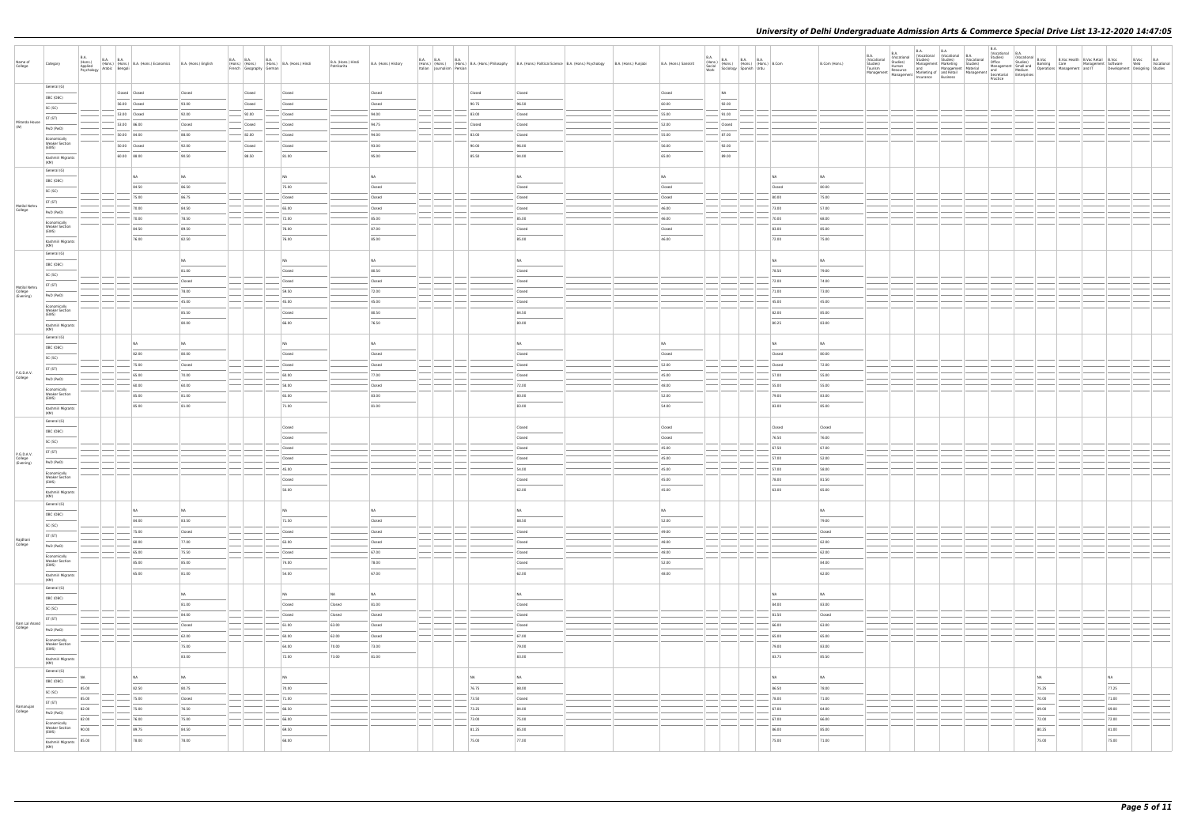# University of Delhi Undergraduate Admission Arts & Commerce Special Drive List 13-12-2020 14:47:05

| Name of College | Category | B.A. (Hons.) Applied Psychology | B.A. (Hons.) Arabic | B.A. (Hons.) Bengali | B.A. (Hons.) Economics | B.A. (Hons.) English | B.A. (Hons.) French | B.A. (Hons.) Geography | B.A. (Hons.) German | B.A. (Hons.) Hindi | B.A. (Hons.) Hindi Patrikarita | B.A. (Hons.) History | B.A. (Hons.) Italian | B.A. (Hons.) Journalism | B.A. (Hons.) Persian | B.A. (Hons.) Philosophy | B.A. (Hons.) Political Science | B.A. (Hons.) Psychology | B.A. (Hons.) Punjabi | B.A. (Hons.) Sanskrit | B.A. (Hons.) Social Work | B.A. (Hons.) Sociology | B.A. (Hons.) Spanish | B.A. (Hons.) Urdu | B.Com | B.Com (Hons.) | B.A. (Vocational Studies) Tourism Management | B.A. (Vocational Studies) Human Resource Management | B.A. (Vocational Studies) Management and Marketing of Insurance | B.A. (Vocational Studies) Marketing Management and Retail Business | B.A. (Vocational Studies) Material Management | B.A. (Vocational Studies) Office Management and Secretarial Practice | B.A. (Vocational Studies) Small and Medium Enterprises | B.Voc Banking Operations | B.Voc Health Care Management | B.Voc Retail Management and IT | B.Voc Software Development | B.Voc Web Designing | B.A Vocational Studies |
|---|---|---|---|---|---|---|---|---|---|---|---|---|---|---|---|---|---|---|---|---|---|---|---|---|---|---|---|---|---|---|---|---|---|---|---|---|---|---|---|
| Miranda House (W) | General (G) | | | Closed | Closed | Closed | | Closed | | Closed | | Closed | | | | Closed | Closed | | | Closed | | NA | | | | | | | | | | | | | | | | | |
| | OBC (OBC) | | | 36.00 | Closed | 93.00 | | Closed | | Closed | | Closed | | | | 90.75 | 96.50 | | | 60.00 | | 92.00 | | | | | | | | | | | | | | | | | |
| | SC (SC) | | | 53.00 | Closed | 92.00 | | 92.00 | | Closed | | 94.00 | | | | 83.00 | Closed | | | 55.00 | | 91.00 | | | | | | | | | | | | | | | | | |
| | ST (ST) | | | 53.00 | 86.00 | Closed | | Closed | | Closed | | 94.75 | | | | Closed | Closed | | | 52.00 | | Closed | | | | | | | | | | | | | | | | | |
| | PwD (PwD) | | | 50.00 | 84.00 | 88.00 | | 82.00 | | Closed | | 94.00 | | | | 83.00 | Closed | | | 55.00 | | 87.00 | | | | | | | | | | | | | | | | | |
| | Economically Weaker Section (EWS) | | | 50.00 | Closed | 92.00 | | Closed | | Closed | | 93.00 | | | | 90.00 | 96.00 | | | 56.00 | | 92.00 | | | | | | | | | | | | | | | | | |
| | Kashmiri Migrants (KM) | | | 60.00 | 88.00 | 90.50 | | 88.50 | | 81.00 | | 95.00 | | | | 85.50 | 94.00 | | | 65.00 | | 89.00 | | | | | | | | | | | | | | | | | |
| Motilal Nehru College | General (G) | | | | NA | NA | | | | NA | | NA | | | | | NA | | | NA | | | | | NA | NA | | | | | | | | | | | | | |
| | OBC (OBC) | | | | 84.50 | 86.50 | | | | 75.00 | | Closed | | | | | Closed | | | Closed | | | | | Closed | 80.00 | | | | | | | | | | | | | |
| | SC (SC) | | | | 75.00 | 86.75 | | | | Closed | | Closed | | | | | Closed | | | Closed | | | | | 80.00 | 75.00 | | | | | | | | | | | | | |
| | ST (ST) | | | | 70.00 | 84.50 | | | | 65.00 | | Closed | | | | | Closed | | | 46.00 | | | | | 73.00 | 57.00 | | | | | | | | | | | | | |
| | PwD (PwD) | | | | 70.00 | 78.50 | | | | 72.00 | | 85.00 | | | | | 85.00 | | | 46.00 | | | | | 70.00 | 68.00 | | | | | | | | | | | | | |
| | Economically Weaker Section (EWS) | | | | 84.50 | 89.50 | | | | 76.00 | | 87.00 | | | | | Closed | | | Closed | | | | | 83.00 | 85.00 | | | | | | | | | | | | | |
| | Kashmiri Migrants (KM) | | | | 76.00 | 82.50 | | | | 76.00 | | 85.00 | | | | | 85.00 | | | 46.00 | | | | | 72.00 | 75.00 | | | | | | | | | | | | | |
| Motilal Nehru College (Evening) | General (G) | | | | | NA | | | | NA | | NA | | | | | NA | | | | | | | | NA | NA | | | | | | | | | | | | | |
| | OBC (OBC) | | | | | 81.00 | | | | Closed | | 80.50 | | | | | Closed | | | | | | | | 78.50 | 79.00 | | | | | | | | | | | | | |
| | SC (SC) | | | | | Closed | | | | Closed | | Closed | | | | | Closed | | | | | | | | 72.00 | 74.00 | | | | | | | | | | | | | |
| | ST (ST) | | | | | 78.00 | | | | 59.50 | | 72.00 | | | | | Closed | | | | | | | | 71.00 | 73.00 | | | | | | | | | | | | | |
| | PwD (PwD) | | | | | 45.00 | | | | 45.00 | | 45.00 | | | | | Closed | | | | | | | | 45.00 | 45.00 | | | | | | | | | | | | | |
| | Economically Weaker Section (EWS) | | | | | 85.50 | | | | Closed | | 80.50 | | | | | 84.50 | | | | | | | | 82.00 | 85.00 | | | | | | | | | | | | | |
| | Kashmiri Migrants (KM) | | | | | 80.00 | | | | 66.00 | | 76.50 | | | | | 80.00 | | | | | | | | 80.25 | 83.00 | | | | | | | | | | | | | |
| P.G.D.A.V. College | General (G) | | | | NA | NA | | | | NA | | NA | | | | | NA | | | NA | | | | | NA | NA | | | | | | | | | | | | | |
| | OBC (OBC) | | | | 82.00 | 88.00 | | | | Closed | | Closed | | | | | Closed | | | Closed | | | | | Closed | 80.00 | | | | | | | | | | | | | |
| | SC (SC) | | | | 75.00 | Closed | | | | Closed | | Closed | | | | | Closed | | | 52.00 | | | | | Closed | 72.00 | | | | | | | | | | | | | |
| | ST (ST) | | | | 65.00 | 70.00 | | | | 60.00 | | 77.00 | | | | | Closed | | | 45.00 | | | | | 57.00 | 55.00 | | | | | | | | | | | | | |
| | PwD (PwD) | | | | 60.00 | 60.00 | | | | 58.00 | | Closed | | | | | 72.00 | | | 48.00 | | | | | 55.00 | 55.00 | | | | | | | | | | | | | |
| | Economically Weaker Section (EWS) | | | | 85.00 | 81.00 | | | | 65.00 | | 83.00 | | | | | 80.00 | | | 52.00 | | | | | 79.00 | 83.00 | | | | | | | | | | | | | |
| | Kashmiri Migrants (KM) | | | | 85.00 | 81.00 | | | | 71.00 | | 81.00 | | | | | 83.00 | | | 54.00 | | | | | 83.00 | 85.00 | | | | | | | | | | | | | |
| P.G.D.A.V. College (Evening) | General (G) | | | | | | | | | Closed | | | | | | | Closed | | | Closed | | | | | Closed | Closed | | | | | | | | | | | | | |
| | OBC (OBC) | | | | | | | | | Closed | | | | | | | Closed | | | Closed | | | | | 76.50 | 76.00 | | | | | | | | | | | | | |
| | SC (SC) | | | | | | | | | Closed | | | | | | | Closed | | | 45.00 | | | | | 67.50 | 67.00 | | | | | | | | | | | | | |
| | ST (ST) | | | | | | | | | Closed | | | | | | | Closed | | | 45.00 | | | | | 57.00 | 52.00 | | | | | | | | | | | | | |
| | PwD (PwD) | | | | | | | | | 45.00 | | | | | | | 54.00 | | | 45.00 | | | | | 57.00 | 58.00 | | | | | | | | | | | | | |
| | Economically Weaker Section (EWS) | | | | | | | | | Closed | | | | | | | Closed | | | 45.00 | | | | | 78.00 | 81.50 | | | | | | | | | | | | | |
| | Kashmiri Migrants (KM) | | | | | | | | | 58.00 | | | | | | | 62.00 | | | 45.00 | | | | | 63.00 | 65.00 | | | | | | | | | | | | | |
| Rajdhani College | General (G) | | | | NA | NA | | | | NA | | NA | | | | | NA | | | NA | | | | | | NA | | | | | | | | | | | | | |
| | OBC (OBC) | | | | 84.00 | 83.50 | | | | 71.50 | | Closed | | | | | 89.50 | | | 52.00 | | | | | | 79.00 | | | | | | | | | | | | | |
| | SC (SC) | | | | 75.00 | Closed | | | | Closed | | Closed | | | | | Closed | | | 49.00 | | | | | | Closed | | | | | | | | | | | | | |
| | ST (ST) | | | | 68.00 | 77.00 | | | | 63.00 | | Closed | | | | | Closed | | | 48.00 | | | | | | 62.00 | | | | | | | | | | | | | |
| | PwD (PwD) | | | | 65.00 | 75.50 | | | | Closed | | 67.00 | | | | | Closed | | | 48.00 | | | | | | 62.00 | | | | | | | | | | | | | |
| | Economically Weaker Section (EWS) | | | | 85.00 | 85.00 | | | | 74.00 | | 78.00 | | | | | Closed | | | 52.00 | | | | | | 84.00 | | | | | | | | | | | | | |
| | Kashmiri Migrants (KM) | | | | 65.00 | 81.00 | | | | 54.00 | | 67.00 | | | | | 62.00 | | | 48.00 | | | | | | 62.00 | | | | | | | | | | | | | |
| Ram Lal Anand College | General (G) | | | | | NA | | | | NA | NA | NA | | | | | NA | | | | | | | | NA | NA | | | | | | | | | | | | | |
| | OBC (OBC) | | | | | 81.00 | | | | Closed | Closed | 81.00 | | | | | Closed | | | | | | | | 84.00 | 83.00 | | | | | | | | | | | | | |
| | SC (SC) | | | | | 84.00 | | | | Closed | Closed | Closed | | | | | Closed | | | | | | | | 81.50 | Closed | | | | | | | | | | | | | |
| | ST (ST) | | | | | Closed | | | | 61.00 | 63.00 | Closed | | | | | Closed | | | | | | | | 66.00 | 63.00 | | | | | | | | | | | | | |
| | PwD (PwD) | | | | | 62.00 | | | | 60.00 | 62.00 | Closed | | | | | 67.00 | | | | | | | | 65.00 | 65.00 | | | | | | | | | | | | | |
| | Economically Weaker Section (EWS) | | | | | 75.00 | | | | 64.00 | 70.00 | 73.00 | | | | | 79.00 | | | | | | | | 79.00 | 83.00 | | | | | | | | | | | | | |
| | Kashmiri Migrants (KM) | | | | | 83.00 | | | | 72.00 | 73.00 | 81.00 | | | | | 83.00 | | | | | | | | 83.75 | 85.50 | | | | | | | | | | | | | |
| Ramanujan College | General (G) | NA | | | NA | NA | | | | NA | | | | | | NA | NA | | | | | | | | NA | NA | | | | | | | | NA | | | NA | | |
| | OBC (OBC) | 85.00 | | | 82.50 | 80.75 | | | | 78.00 | | | | | | 76.75 | 88.00 | | | | | | | | 86.50 | 78.00 | | | | | | | | 75.25 | | | 77.25 | | |
| | SC (SC) | 85.00 | | | 75.00 | Closed | | | | 71.00 | | | | | | 73.50 | Closed | | | | | | | | 78.00 | 71.00 | | | | | | | | 70.00 | | | 71.00 | | |
| | ST (ST) | 82.00 | | | 75.00 | 76.50 | | | | 66.50 | | | | | | 73.25 | 84.00 | | | | | | | | 67.00 | 64.00 | | | | | | | | 69.00 | | | 69.00 | | |
| | PwD (PwD) | 82.00 | | | 76.00 | 75.00 | | | | 66.00 | | | | | | 73.00 | 75.00 | | | | | | | | 57.00 | 66.00 | | | | | | | | 72.00 | | | 72.00 | | |
| | Economically Weaker Section (EWS) | 90.00 | | | 89.75 | 84.50 | | | | 69.50 | | | | | | 81.25 | 85.00 | | | | | | | | 86.00 | 85.00 | | | | | | | | 80.25 | | | 81.00 | | |
| | Kashmiri Migrants (KM) | 85.00 | | | 78.00 | 78.00 | | | | 66.00 | | | | | | 75.00 | 77.00 | | | | | | | | 75.00 | 71.00 | | | | | | | | 75.00 | | | 75.00 | | |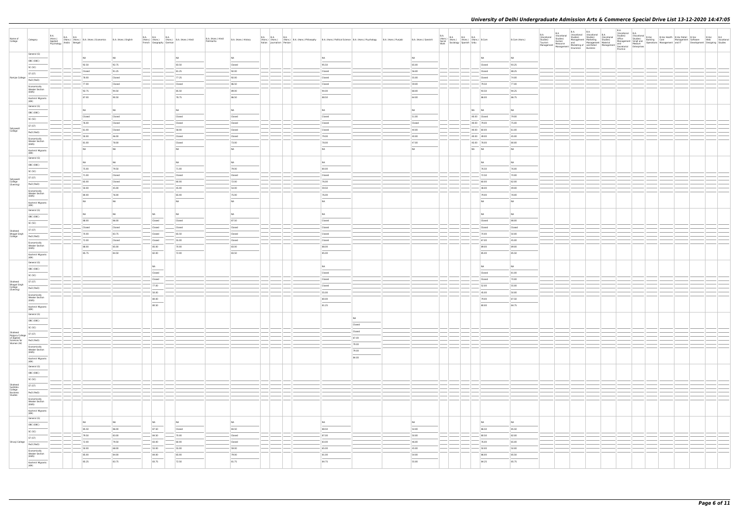# University of Delhi Undergraduate Admission Arts & Commerce Special Drive List 13-12-2020 14:47:05

| Name of College | Category | B.A. (Hons.) Applied Psychology | B.A. (Hons.) Arabic | B.A. (Hons.) Bengali | B.A. (Hons.) Economics | B.A. (Hons.) English | B.A. (Hons.) French | B.A. (Hons.) Geography | B.A. (Hons.) German | B.A. (Hons.) Hindi | B.A. (Hons.) Hindi Patrikarita | B.A. (Hons.) History | B.A. (Hons.) Italian | B.A. (Hons.) Journalism | B.A. (Hons.) Persian | B.A. (Hons.) Philosophy | B.A. (Hons.) Political Science | B.A. (Hons.) Psychology | B.A. (Hons.) Punjabi | B.A. (Hons.) Sanskrit | B.A. (Hons.) Social Work | B.A. (Hons.) Sociology | B.A. (Hons.) Spanish | B.A. (Hons.) Urdu | B.Com | B.Com (Hons.) | B.A. (Vocational Studies) Tourism Management | B.A. (Vocational Studies) Human Resource Management | B.A. (Vocational Studies) Management and Marketing of Insurance | B.A. (Vocational Studies) Marketing Management and Retail Business | B.A. (Vocational Studies) Material Management | B.A. (Vocational Studies) Office Management and Secretarial Practice | B.A. (Vocational Studies) Small and Medium Enterprises | B.Voc Banking Operations | B.Voc Health Care Management | B.Voc Retail Management and IT | B.Voc Software Development | B.Voc Web Designing | B.A Vocational Studies |
|---|---|---|---|---|---|---|---|---|---|---|---|---|---|---|---|---|---|---|---|---|---|---|---|---|---|---|---|---|---|---|---|---|---|---|---|---|---|---|
| Ramjas College | General (G) | | | | NA | NA | | | | NA | | NA | | | | | NA | | | NA | | | | | NA | NA | | | | | | | | | | | | |
| | OBC (OBC) | | | | 92.50 | 92.75 | | | | 93.50 | | Closed | | | | | 95.50 | | | 65.00 | | | | | Closed | 93.25 | | | | | | | | | | | | |
| | SC (SC) | | | | Closed | 91.25 | | | | 91.25 | | 92.00 | | | | | Closed | | | 56.00 | | | | | Closed | 88.25 | | | | | | | | | | | | |
| | ST (ST) | | | | 78.00 | Closed | | | | 77.25 | | 92.00 | | | | | Closed | | | 55.00 | | | | | Closed | 74.00 | | | | | | | | | | | | |
| | PwD (PwD) | | | | 77.00 | Closed | | | | Closed | | 86.50 | | | | | Closed | | | 59.00 | | | | | 79.50 | 77.00 | | | | | | | | | | | | |
| | Economically Weaker Section (EWS) | | | | 92.75 | 94.50 | | | | 95.50 | | 89.00 | | | | | 94.00 | | | 68.00 | | | | | 91.50 | 94.25 | | | | | | | | | | | | |
| | Kashmiri Migrants (KM) | | | | 87.00 | 90.50 | | | | 78.75 | | 86.50 | | | | | 88.50 | | | 64.00 | | | | | 86.00 | 86.75 | | | | | | | | | | | | |
| Satyawati College | General (G) | | | | NA | NA | | | | NA | | NA | | | | | NA | | | NA | | | | NA | NA | NA | | | | | | | | | | | | |
| | OBC (OBC) | | | | Closed | Closed | | | | Closed | | Closed | | | | | Closed | | | 51.00 | | | | 40.00 | Closed | 79.00 | | | | | | | | | | | | |
| | SC (SC) | | | | 76.00 | Closed | | | | Closed | | Closed | | | | | Closed | | | Closed | | | | 40.00 | 79.00 | 75.00 | | | | | | | | | | | | |
| | ST (ST) | | | | 61.00 | Closed | | | | 58.00 | | Closed | | | | | Closed | | | 40.00 | | | | 40.00 | 60.00 | 61.00 | | | | | | | | | | | | |
| | PwD (PwD) | | | | 58.00 | 46.00 | | | | Closed | | Closed | | | | | 79.00 | | | 40.00 | | | | 40.00 | 49.00 | 45.00 | | | | | | | | | | | | |
| | Economically Weaker Section (EWS) | | | | 81.00 | 78.00 | | | | Closed | | 73.00 | | | | | 78.00 | | | 47.00 | | | | 45.00 | 78.00 | 80.00 | | | | | | | | | | | | |
| | Kashmiri Migrants (KM) | | | | NA | NA | | | | NA | | NA | | | | | NA | | | NA | | | | NA | NA | NA | | | | | | | | | | | | |
| Satyawati College (Evening) | General (G) | | | | NA | NA | | | | NA | | NA | | | | | NA | | | | | | | | NA | NA | | | | | | | | | | | | |
| | OBC (OBC) | | | | 75.00 | 79.50 | | | | 71.00 | | 79.00 | | | | | 80.00 | | | | | | | | 76.50 | 76.80 | | | | | | | | | | | | |
| | SC (SC) | | | | 71.00 | Closed | | | | Closed | | Closed | | | | | Closed | | | | | | | | 72.50 | 70.00 | | | | | | | | | | | | |
| | ST (ST) | | | | 65.00 | Closed | | | | 66.00 | | 72.00 | | | | | 76.00 | | | | | | | | 60.00 | 62.00 | | | | | | | | | | | | |
| | PwD (PwD) | | | | 50.00 | 45.00 | | | | 45.00 | | 54.00 | | | | | 59.50 | | | | | | | | 48.00 | 49.00 | | | | | | | | | | | | |
| | Economically Weaker Section (EWS) | | | | 80.00 | 76.00 | | | | 65.00 | | 75.00 | | | | | 76.00 | | | | | | | | 79.00 | 78.00 | | | | | | | | | | | | |
| | Kashmiri Migrants (KM) | | | | NA | NA | | | | NA | | NA | | | | | NA | | | | | | | | NA | NA | | | | | | | | | | | | |
| Shaheed Bhagat Singh College | General (G) | | | | NA | NA | | NA | | NA | | NA | | | | | NA | | | | | | | | NA | NA | | | | | | | | | | | | |
| | OBC (OBC) | | | | 88.00 | 86.00 | | Closed | | Closed | | 87.50 | | | | | Closed | | | | | | | | Closed | 88.00 | | | | | | | | | | | | |
| | SC (SC) | | | | Closed | Closed | | Closed | | Closed | | Closed | | | | | Closed | | | | | | | | Closed | Closed | | | | | | | | | | | | |
| | ST (ST) | | | | 78.00 | 83.75 | | Closed | | 66.50 | | Closed | | | | | Closed | | | | | | | | 70.00 | 50.00 | | | | | | | | | | | | |
| | PwD (PwD) | | | | 72.00 | Closed | | Closed | | 55.00 | | Closed | | | | | Closed | | | | | | | | 67.00 | 45.00 | | | | | | | | | | | | |
| | Economically Weaker Section (EWS) | | | | 88.00 | 85.00 | | 85.00 | | 78.00 | | 83.00 | | | | | 88.00 | | | | | | | | 89.00 | 89.00 | | | | | | | | | | | | |
| | Kashmiri Migrants (KM) | | | | 85.75 | 84.50 | | 82.00 | | 72.00 | | 83.50 | | | | | 85.00 | | | | | | | | 85.00 | 85.50 | | | | | | | | | | | | |
| Shaheed Bhagat Singh College (Evening) | General (G) | | | | | | | NA | | | | | | | | | NA | | | | | | | | NA | NA | | | | | | | | | | | | |
| | OBC (OBC) | | | | | | | Closed | | | | | | | | | Closed | | | | | | | | Closed | 81.00 | | | | | | | | | | | | |
| | SC (SC) | | | | | | | Closed | | | | | | | | | Closed | | | | | | | | Closed | 70.00 | | | | | | | | | | | | |
| | ST (ST) | | | | | | | 77.00 | | | | | | | | | Closed | | | | | | | | 52.00 | 55.00 | | | | | | | | | | | | |
| | PwD (PwD) | | | | | | | 58.00 | | | | | | | | | 55.00 | | | | | | | | 45.00 | 50.00 | | | | | | | | | | | | |
| | Economically Weaker Section (EWS) | | | | | | | 88.00 | | | | | | | | | 80.00 | | | | | | | | 79.00 | 87.50 | | | | | | | | | | | | |
| | Kashmiri Migrants (KM) | | | | | | | 88.50 | | | | | | | | | 81.25 | | | | | | | | 80.00 | 84.75 | | | | | | | | | | | | |
| Shaheed Rajguru College of Applied Sciences for Women (W) | General (G) | | | | | | | | | | | | | | | | | NA | | | | | | | | | | | | | | | | | | | | |
| | OBC (OBC) | | | | | | | | | | | | | | | | | Closed | | | | | | | | | | | | | | | | | | | | |
| | SC (SC) | | | | | | | | | | | | | | | | | Closed | | | | | | | | | | | | | | | | | | | | |
| | ST (ST) | | | | | | | | | | | | | | | | | 67.00 | | | | | | | | | | | | | | | | | | | | |
| | PwD (PwD) | | | | | | | | | | | | | | | | | 79.00 | | | | | | | | | | | | | | | | | | | | |
| | Economically Weaker Section (EWS) | | | | | | | | | | | | | | | | | 79.00 | | | | | | | | | | | | | | | | | | | | |
| | Kashmiri Migrants (KM) | | | | | | | | | | | | | | | | | 84.00 | | | | | | | | | | | | | | | | | | | | |
| Shaheed Sukhdev College Business Studies | General (G) | | | | | | | | | | | | | | | | | | | | | | | | | | | | | | | | | | | | | |
| | OBC (OBC) | | | | | | | | | | | | | | | | | | | | | | | | | | | | | | | | | | | | | |
| | SC (SC) | | | | | | | | | | | | | | | | | | | | | | | | | | | | | | | | | | | | | |
| | ST (ST) | | | | | | | | | | | | | | | | | | | | | | | | | | | | | | | | | | | | | |
| | PwD (PwD) | | | | | | | | | | | | | | | | | | | | | | | | | | | | | | | | | | | | | |
| | Economically Weaker Section (EWS) | | | | | | | | | | | | | | | | | | | | | | | | | | | | | | | | | | | | | |
| | Kashmiri Migrants (KM) | | | | | | | | | | | | | | | | | | | | | | | | | | | | | | | | | | | | | |
| Shivaji College | General (G) | | | | NA | NA | | NA | | NA | | NA | | | | | NA | | | NA | | | | | NA | NA | | | | | | | | | | | | |
| | OBC (OBC) | | | | 85.50 | 86.00 | | 87.50 | | Closed | | 84.50 | | | | | 88.50 | | | 54.00 | | | | | 86.50 | 85.50 | | | | | | | | | | | | |
| | SC (SC) | | | | 79.50 | 83.00 | | 84.50 | | 78.00 | | Closed | | | | | 87.00 | | | 50.00 | | | | | 80.50 | 82.00 | | | | | | | | | | | | |
| | ST (ST) | | | | 72.00 | 79.50 | | 82.00 | | 68.00 | | Closed | | | | | 83.00 | | | 46.00 | | | | | 76.00 | 65.00 | | | | | | | | | | | | |
| | PwD (PwD) | | | | 58.00 | 68.00 | | 55.00 | | 55.00 | | 58.00 | | | | | 65.00 | | | 45.00 | | | | | 50.00 | 50.00 | | | | | | | | | | | | |
| | Economically Weaker Section (EWS) | | | | 85.00 | 84.00 | | 84.00 | | 65.00 | | 79.00 | | | | | 81.00 | | | 54.00 | | | | | 86.00 | 85.50 | | | | | | | | | | | | |
| | Kashmiri Migrants (KM) | | | | 85.25 | 83.75 | | 83.75 | | 72.50 | | 81.75 | | | | | 84.75 | | | 55.00 | | | | | 84.25 | 85.75 | | | | | | | | | | | | |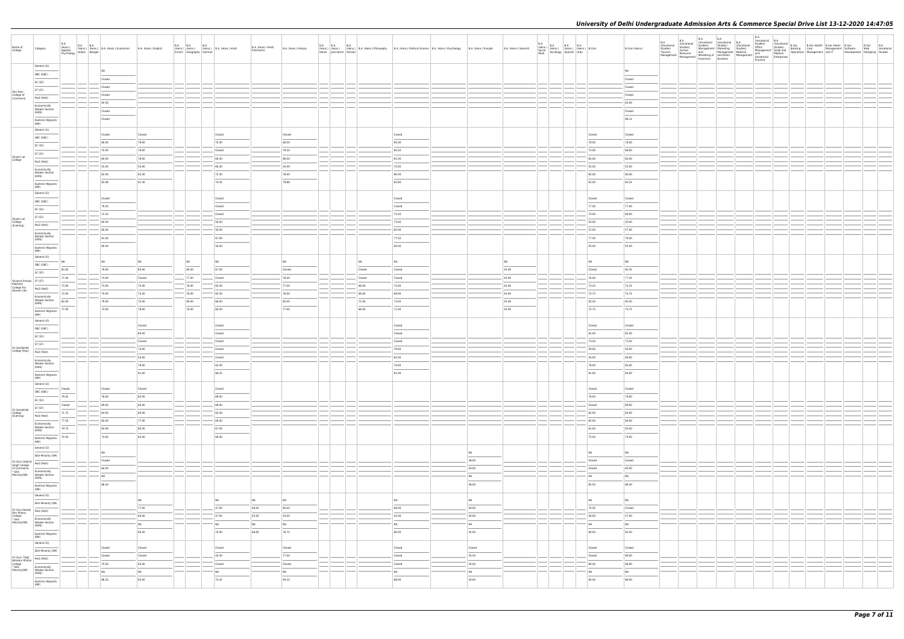| Name of College | Category | B.A. (Hons.) Applied Psychology | B.A. (Hons.) Arabic | B.A. (Hons.) Bengali | B.A. (Hons.) Economics | B.A. (Hons.) English | B.A. (Hons.) French | B.A. (Hons.) Geography | B.A. (Hons.) German | B.A. (Hons.) Hindi | B.A. (Hons.) Hindi Patrikarita | B.A. (Hons.) History | B.A. (Hons.) Italian | B.A. (Hons.) Journalism | B.A. (Hons.) Persian | B.A. (Hons.) Philosophy | B.A. (Hons.) Political Science | B.A. (Hons.) Psychology | B.A. (Hons.) Punjabi | B.A. (Hons.) Sanskrit | B.A. (Hons.) Social Work | B.A. (Hons.) Sociology | B.A. (Hons.) Spanish | B.A. (Hons.) Urdu | B.Com | B.Com (Hons.) | B.A. (Vocational Studies) Tourism Management | B.A. (Vocational Studies) Human Resource Management | B.A. (Vocational Studies) Management and Marketing of Insurance | B.A. (Vocational Studies) Marketing Management and Retail Business | B.A. (Vocational Studies) Material Management | B.A. (Vocational Studies) Office Management and Secretarial Practice | B.A. (Vocational Studies) Small and Medium Enterprises | B.Voc Banking Operations | B.Voc Health Care Management | B.Voc Retail Management and IT | B.Voc Software Development | B.Voc Web Designing | B.A Vocational Studies |
|---|---|---|---|---|---|---|---|---|---|---|---|---|---|---|---|---|---|---|---|---|---|---|---|---|---|---|---|---|---|---|---|---|---|---|---|---|---|---|---|
| Shri Ram College of Commerce | General (G) | | | | NA | | | | | | | | | | | | | | | | | | | | | NA | | | | | | | | | | | | | |
| | OBC (OBC) | | | | Closed | | | | | | | | | | | | | | | | | | | | | Closed | | | | | | | | | | | | | |
| | SC (SC) | | | | Closed | | | | | | | | | | | | | | | | | | | | | Closed | | | | | | | | | | | | | |
| | ST (ST) | | | | Closed | | | | | | | | | | | | | | | | | | | | | Closed | | | | | | | | | | | | | |
| | PwD (PwD) | | | | 92.50 | | | | | | | | | | | | | | | | | | | | | 82.00 | | | | | | | | | | | | | |
| | Economically Weaker Section (EWS) | | | | Closed | | | | | | | | | | | | | | | | | | | | | Closed | | | | | | | | | | | | | |
| | Kashmiri Migrants (KM) | | | | Closed | | | | | | | | | | | | | | | | | | | | | 88.12 | | | | | | | | | | | | | |
| Shyam Lal College | General (G) | | | | Closed | Closed | | | | Closed | | Closed | | | | | Closed | | | | | | | | Closed | Closed | | | | | | | | | | | | | |
| | OBC (OBC) | | | | 80.00 | 79.00 | | | | 70.00 | | 80.00 | | | | | 85.00 | | | | | | | | 78.00 | 76.00 | | | | | | | | | | | | | |
| | SC (SC) | | | | 78.00 | 79.00 | | | | Closed | | 79.50 | | | | | 85.50 | | | | | | | | 73.00 | 68.00 | | | | | | | | | | | | | |
| | ST (ST) | | | | 68.00 | 78.00 | | | | 68.00 | | 80.00 | | | | | 81.00 | | | | | | | | 65.00 | 60.00 | | | | | | | | | | | | | |
| | PwD (PwD) | | | | 55.00 | 55.00 | | | | 68.00 | | 55.00 | | | | | 70.00 | | | | | | | | 55.00 | 55.00 | | | | | | | | | | | | | |
| | Economically Weaker Section (EWS) | | | | 82.00 | 82.00 | | | | 72.00 | | 78.00 | | | | | 80.00 | | | | | | | | 82.00 | 80.00 | | | | | | | | | | | | | |
| | Kashmiri Migrants (KM) | | | | 83.40 | 81.45 | | | | 74.25 | | 79.00 | | | | | 82.00 | | | | | | | | 81.00 | 83.25 | | | | | | | | | | | | | |
| Shyam Lal College (Evening) | General (G) | | | | Closed | | | | | Closed | | | | | | | Closed | | | | | | | | Closed | Closed | | | | | | | | | | | | | |
| | OBC (OBC) | | | | 78.25 | | | | | Closed | | | | | | | Closed | | | | | | | | 77.00 | 77.00 | | | | | | | | | | | | | |
| | SC (SC) | | | | 72.25 | | | | | Closed | | | | | | | 75.50 | | | | | | | | 70.00 | 69.00 | | | | | | | | | | | | | |
| | ST (ST) | | | | 68.00 | | | | | 56.00 | | | | | | | 73.00 | | | | | | | | 50.00 | 50.00 | | | | | | | | | | | | | |
| | PwD (PwD) | | | | 68.00 | | | | | 56.00 | | | | | | | 65.00 | | | | | | | | 57.00 | 57.00 | | | | | | | | | | | | | |
| | Economically Weaker Section (EWS) | | | | 81.00 | | | | | 67.00 | | | | | | | 77.50 | | | | | | | | 77.50 | 79.50 | | | | | | | | | | | | | |
| | Kashmiri Migrants (KM) | | | | 68.00 | | | | | 56.00 | | | | | | | 60.00 | | | | | | | | 55.00 | 55.00 | | | | | | | | | | | | | |
| Shyama Prasad Mukherji College For Women (W) | General (G) | NA | | | NA | NA | | NA | | NA | | NA | | | | NA | NA | | | NA | | | | | NA | NA | | | | | | | | | | | | | |
| | OBC (OBC) | 83.50 | | | 79.00 | 85.00 | | 88.50 | | 67.00 | | Closed | | | | Closed | Closed | | | 45.00 | | | | | Closed | 82.25 | | | | | | | | | | | | | |
| | SC (SC) | 77.00 | | | 74.00 | Closed | | 77.50 | | Closed | | 78.00 | | | | Closed | Closed | | | 45.00 | | | | | 76.00 | 77.25 | | | | | | | | | | | | | |
| | ST (ST) | 73.00 | | | 73.00 | 75.00 | | 76.00 | | 65.00 | | 77.00 | | | | 68.00 | 74.00 | | | 45.00 | | | | | 73.25 | 75.25 | | | | | | | | | | | | | |
| | PwD (PwD) | 72.00 | | | 70.00 | 74.50 | | 76.00 | | 65.50 | | 76.00 | | | | 68.00 | 69.00 | | | 45.00 | | | | | 72.75 | 74.75 | | | | | | | | | | | | | |
| | Economically Weaker Section (EWS) | 82.00 | | | 79.00 | 75.00 | | 80.00 | | 66.00 | | 82.00 | | | | 72.00 | 73.00 | | | 45.00 | | | | | 83.50 | 85.50 | | | | | | | | | | | | | |
| | Kashmiri Migrants (KM) | 77.00 | | | 74.00 | 78.00 | | 76.00 | | 65.00 | | 77.00 | | | | 68.00 | 71.00 | | | 45.00 | | | | | 72.75 | 74.75 | | | | | | | | | | | | | |
| Sri Aurobindo College (Day) | General (G) | | | | | Closed | | | | Closed | | | | | | | Closed | | | | | | | | Closed | Closed | | | | | | | | | | | | | |
| | OBC (OBC) | | | | | 80.00 | | | | Closed | | | | | | | Closed | | | | | | | | 81.00 | 82.00 | | | | | | | | | | | | | |
| | SC (SC) | | | | | Closed | | | | Closed | | | | | | | Closed | | | | | | | | 73.50 | 73.50 | | | | | | | | | | | | | |
| | ST (ST) | | | | | 74.00 | | | | Closed | | | | | | | 79.00 | | | | | | | | 59.00 | 56.00 | | | | | | | | | | | | | |
| | PwD (PwD) | | | | | 55.00 | | | | Closed | | | | | | | 65.00 | | | | | | | | 40.00 | 48.00 | | | | | | | | | | | | | |
| | Economically Weaker Section (EWS) | | | | | 79.00 | | | | 62.00 | | | | | | | 78.00 | | | | | | | | 78.00 | 83.00 | | | | | | | | | | | | | |
| | Kashmiri Migrants (KM) | | | | | 81.00 | | | | 68.25 | | | | | | | 81.00 | | | | | | | | 81.00 | 84.00 | | | | | | | | | | | | | |
| Sri Aurobindo College (Evening) | General (G) | Closed | | | Closed | Closed | | | | Closed | | | | | | | | | | | | | | | Closed | Closed | | | | | | | | | | | | | |
| | OBC (OBC) | 79.25 | | | 78.00 | 82.00 | | | | 69.50 | | | | | | | | | | | | | | | 78.00 | 79.00 | | | | | | | | | | | | | |
| | SC (SC) | Closed | | | 69.00 | 80.00 | | | | 66.00 | | | | | | | | | | | | | | | Closed | 69.00 | | | | | | | | | | | | | |
| | ST (ST) | 71.75 | | | 64.00 | 80.00 | | | | 62.00 | | | | | | | | | | | | | | | 62.00 | 64.00 | | | | | | | | | | | | | |
| | PwD (PwD) | 77.50 | | | 65.00 | 77.00 | | | | 60.00 | | | | | | | | | | | | | | | 65.00 | 64.00 | | | | | | | | | | | | | |
| | Economically Weaker Section (EWS) | 79.75 | | | 82.00 | 85.00 | | | | 67.00 | | | | | | | | | | | | | | | 81.00 | 83.00 | | | | | | | | | | | | | |
| | Kashmiri Migrants (KM) | 74.50 | | | 73.00 | 82.00 | | | | 60.00 | | | | | | | | | | | | | | | 72.00 | 74.00 | | | | | | | | | | | | | |
| Sri Guru Gobind Singh College of Commerce * Sikh Minority(SM) | General (G) | | | | NA | | | | | | | | | | | | | | NA | | | | | | NA | NA | | | | | | | | | | | | | |
| | Sikh Minority (SM) | | | | Closed | | | | | | | | | | | | | | 46.00 | | | | | | Closed | Closed | | | | | | | | | | | | | |
| | PwD (PwD) | | | | 60.00 | | | | | | | | | | | | | | 50.00 | | | | | | Closed | 60.00 | | | | | | | | | | | | | |
| | Economically Weaker Section (EWS) | | | | NA | | | | | | | | | | | | | | NA | | | | | | NA | NA | | | | | | | | | | | | | |
| | Kashmiri Migrants (KM) | | | | 86.50 | | | | | | | | | | | | | | 46.00 | | | | | | 85.50 | 86.50 | | | | | | | | | | | | | |
| Sri Guru Nanak Dev Khalsa College * Sikh Minority(SM) | General (G) | | | | | NA | | | | NA | NA | NA | | | | | NA | | NA | | | | | | NA | NA | | | | | | | | | | | | | |
| | Sikh Minority (SM) | | | | | 77.00 | | | | 47.00 | 48.00 | 65.00 | | | | | 60.00 | | 40.00 | | | | | | 74.50 | Closed | | | | | | | | | | | | | |
| | PwD (PwD) | | | | | 60.00 | | | | 57.00 | 53.00 | 54.00 | | | | | 55.00 | | 40.00 | | | | | | 56.00 | 57.00 | | | | | | | | | | | | | |
| | Economically Weaker Section (EWS) | | | | | NA | | | | NA | NA | NA | | | | | NA | | NA | | | | | | NA | NA | | | | | | | | | | | | | |
| | Kashmiri Migrants (KM) | | | | | 80.50 | | | | 70.00 | 68.00 | 76.75 | | | | | 80.00 | | 45.00 | | | | | | 80.00 | 82.50 | | | | | | | | | | | | | |
| Sri Guru Tegh Bahadur Khalsa College * Sikh Minority(SM) | General (G) | | | | Closed | Closed | | | | Closed | | Closed | | | | | Closed | | Closed | | | | | | Closed | Closed | | | | | | | | | | | | | |
| | Sikh Minority (SM) | | | | Closed | Closed | | | | 45.00 | | 77.00 | | | | | Closed | | 45.50 | | | | | | Closed | 89.00 | | | | | | | | | | | | | |
| | PwD (PwD) | | | | 75.00 | 65.00 | | | | Closed | | Closed | | | | | Closed | | 45.00 | | | | | | 80.50 | 68.00 | | | | | | | | | | | | | |
| | Economically Weaker Section (EWS) | | | | NA | NA | | | | NA | | NA | | | | | NA | | NA | | | | | | NA | NA | | | | | | | | | | | | | |
| | Kashmiri Migrants (KM) | | | | 86.25 | 85.00 | | | | 74.25 | | 84.25 | | | | | 86.00 | | 50.00 | | | | | | 85.50 | 86.00 | | | | | | | | | | | | | |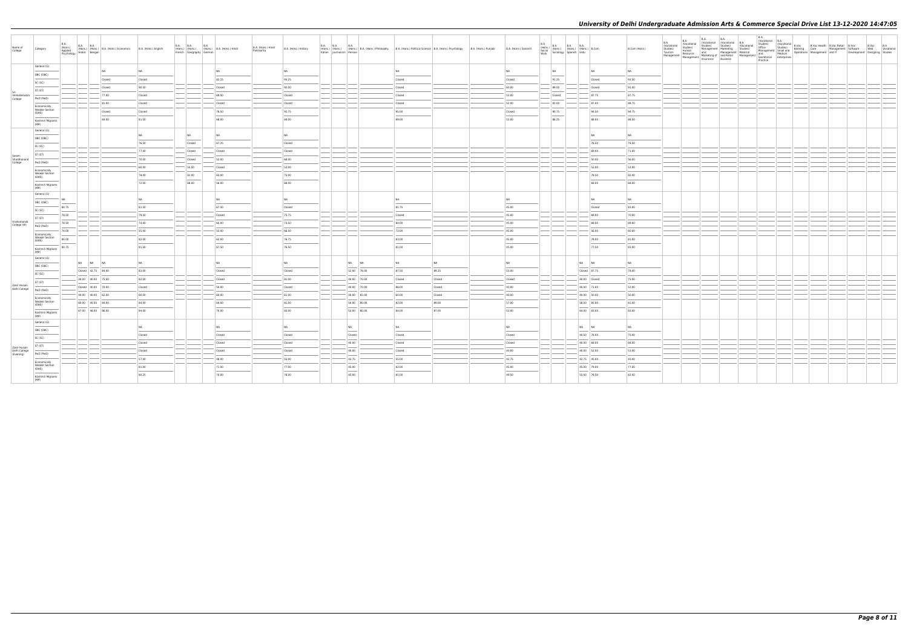# University of Delhi Undergraduate Admission Arts & Commerce Special Drive List 13-12-2020 14:47:05

| Name of College | Category | B.A. (Hons.) Applied Psychology | B.A. (Hons.) Arabic | B.A. (Hons.) Bengali | B.A. (Hons.) Economics | B.A. (Hons.) English | B.A. (Hons.) French | B.A. (Hons.) Geography | B.A. (Hons.) German | B.A. (Hons.) Hindi | B.A. (Hons.) Hindi Patrikarita | B.A. (Hons.) History | B.A. (Hons.) Italian | B.A. (Hons.) Journalism | B.A. (Hons.) Persian | B.A. (Hons.) Philosophy | B.A. (Hons.) Political Science | B.A. (Hons.) Psychology | B.A. (Hons.) Punjabi | B.A. (Hons.) Sanskrit | B.A. (Hons.) Social Work | B.A. (Hons.) Sociology | B.A. (Hons.) Spanish | B.A. (Hons.) Urdu | B.Com | B.Com (Hons.) | B.A. (Vocational Studies) Tourism Management | B.A. (Vocational Studies) Human Resource Management | B.A. (Vocational Studies) Management and Marketing of Insurance | B.A. (Vocational Studies) Marketing Management and Retail Business | B.A. (Vocational Studies) Material Management | B.A. (Vocational Studies) Office Management and Secretarial Practice | B.A. (Vocational Studies) Small and Medium Enterprises | B.Voc Banking Operations | B.Voc Health Care Management | B.Voc Retail Management and IT | B.Voc Software Development | B.Voc Web Designing | B.A Vocational Studies |
|---|---|---|---|---|---|---|---|---|---|---|---|---|---|---|---|---|---|---|---|---|---|---|---|---|---|---|---|---|---|---|---|---|---|---|---|---|---|---|---|
| Sri Venkateswara College | General (G) | | | | NA | NA | | | | NA | | NA | | | | | NA | | | NA | | NA | | | NA | NA | | | | | | | | | | | | | |
| | OBC (OBC) | | | | Closed | Closed | | | | 82.25 | | 93.25 | | | | | Closed | | | Closed | | 91.25 | | | Closed | 93.50 | | | | | | | | | | | | | |
| | SC (SC) | | | | Closed | 90.50 | | | | Closed | | 92.00 | | | | | Closed | | | 60.00 | | 89.00 | | | Closed | 91.00 | | | | | | | | | | | | | |
| | ST (ST) | | | | 77.00 | Closed | | | | 69.00 | | Closed | | | | | Closed | | | 52.00 | | Closed | | | 87.75 | 87.75 | | | | | | | | | | | | | |
| | PwD (PwD) | | | | 85.00 | Closed | | | | Closed | | Closed | | | | | Closed | | | 52.00 | | 83.00 | | | 87.00 | 88.75 | | | | | | | | | | | | | |
| | Economically Weaker Section (EWS) | | | | Closed | Closed | | | | 76.50 | | 92.75 | | | | | 95.00 | | | Closed | | 90.75 | | | 94.50 | 94.75 | | | | | | | | | | | | | |
| | Kashmiri Migrants (KM) | | | | 84.00 | 81.50 | | | | 68.00 | | 84.00 | | | | | 89.00 | | | 52.00 | | 86.25 | | | 88.00 | 88.50 | | | | | | | | | | | | | |
| Swami Shradhanand College | General (G) | | | | | NA | | NA | | NA | | NA | | | | | | | | | | | | | NA | NA | | | | | | | | | | | | | |
| | OBC (OBC) | | | | | 76.50 | | Closed | | 67.25 | | Closed | | | | | | | | | | | | | 76.50 | 79.50 | | | | | | | | | | | | | |
| | SC (SC) | | | | | 77.00 | | Closed | | Closed | | Closed | | | | | | | | | | | | | 69.00 | 71.00 | | | | | | | | | | | | | |
| | ST (ST) | | | | | 70.00 | | Closed | | 52.00 | | 68.00 | | | | | | | | | | | | | 50.00 | 56.00 | | | | | | | | | | | | | |
| | PwD (PwD) | | | | | 60.00 | | 55.00 | | Closed | | 53.00 | | | | | | | | | | | | | 53.00 | 53.00 | | | | | | | | | | | | | |
| | Economically Weaker Section (EWS) | | | | | 78.00 | | 81.00 | | 65.00 | | 75.00 | | | | | | | | | | | | | 78.50 | 82.00 | | | | | | | | | | | | | |
| | Kashmiri Migrants (KM) | | | | | 72.00 | | 68.00 | | 56.00 | | 68.00 | | | | | | | | | | | | | 68.00 | 68.00 | | | | | | | | | | | | | |
| Vivekananda College (W) | General (G) | NA | | | | NA | | | | NA | | NA | | | | | NA | | | NA | | | | | NA | NA | | | | | | | | | | | | | |
| | OBC (OBC) | 84.75 | | | | 83.50 | | | | 67.50 | | Closed | | | | | 81.75 | | | 45.00 | | | | | Closed | 83.00 | | | | | | | | | | | | | |
| | SC (SC) | 79.50 | | | | 79.50 | | | | Closed | | 75.75 | | | | | Closed | | | 45.00 | | | | | 69.00 | 70.00 | | | | | | | | | | | | | |
| | ST (ST) | 78.50 | | | | 74.00 | | | | 66.00 | | 73.50 | | | | | 80.00 | | | 45.00 | | | | | 68.00 | 69.00 | | | | | | | | | | | | | |
| | PwD (PwD) | 74.00 | | | | 55.00 | | | | 53.00 | | 66.50 | | | | | 72.00 | | | 45.00 | | | | | 56.00 | 60.00 | | | | | | | | | | | | | |
| | Economically Weaker Section (EWS) | 84.00 | | | | 82.00 | | | | 62.00 | | 76.75 | | | | | 83.00 | | | 45.00 | | | | | 79.00 | 81.00 | | | | | | | | | | | | | |
| | Kashmiri Migrants (KM) | 84.75 | | | | 81.50 | | | | 67.50 | | 76.50 | | | | | 81.00 | | | 45.00 | | | | | 77.50 | 83.00 | | | | | | | | | | | | | |
| Zakir Husain Delhi College | General (G) | | NA | NA | NA | NA | | | | NA | | NA | | | NA | NA | NA | NA | | NA | | | | NA | NA | NA | | | | | | | | | | | | | |
| | OBC (OBC) | | Closed | 42.75 | 84.00 | 83.00 | | | | Closed | | Closed | | | 52.00 | 76.00 | 87.50 | 89.25 | | 53.00 | | | | Closed | 87.75 | 78.00 | | | | | | | | | | | | | |
| | SC (SC) | | 40.00 | 40.00 | 75.00 | 82.00 | | | | Closed | | 81.00 | | | 40.00 | 70.00 | Closed | Closed | | Closed | | | | 40.00 | Closed | 75.00 | | | | | | | | | | | | | |
| | ST (ST) | | Closed | 40.00 | 70.00 | Closed | | | | 58.00 | | Closed | | | 40.00 | 70.00 | 86.00 | Closed | | 40.00 | | | | 40.00 | 71.00 | 52.00 | | | | | | | | | | | | | |
| | PwD (PwD) | | 40.00 | 40.00 | 62.00 | 60.00 | | | | 60.00 | | 61.00 | | | 40.00 | 65.00 | 60.00 | Closed | | 40.00 | | | | 40.00 | 50.00 | 50.00 | | | | | | | | | | | | | |
| | Economically Weaker Section (EWS) | | 60.00 | 45.00 | 84.00 | 84.00 | | | | 64.00 | | 81.00 | | | 50.00 | 80.00 | 82.00 | 89.00 | | 57.00 | | | | 58.00 | 85.00 | 81.00 | | | | | | | | | | | | | |
| | Kashmiri Migrants (KM) | | 67.00 | 46.00 | 86.00 | 84.00 | | | | 70.00 | | 83.00 | | | 53.00 | 80.00 | 84.00 | 87.00 | | 53.00 | | | | 64.00 | 83.00 | 83.00 | | | | | | | | | | | | | |
| Zakir Husain Delhi College (Evening) | General (G) | | | | | NA | | | | NA | | NA | | | NA | | NA | | | NA | | | | NA | NA | NA | | | | | | | | | | | | | |
| | OBC (OBC) | | | | | Closed | | | | Closed | | Closed | | | Closed | | Closed | | | Closed | | | | 40.50 | 78.00 | 75.00 | | | | | | | | | | | | | |
| | SC (SC) | | | | | Closed | | | | Closed | | Closed | | | 40.00 | | Closed | | | Closed | | | | 40.00 | 68.00 | 68.00 | | | | | | | | | | | | | |
| | ST (ST) | | | | | Closed | | | | Closed | | Closed | | | 40.00 | | Closed | | | 40.00 | | | | 40.00 | 53.00 | 53.00 | | | | | | | | | | | | | |
| | PwD (PwD) | | | | | 57.00 | | | | 46.00 | | 55.00 | | | 42.75 | | 55.00 | | | 42.75 | | | | 42.75 | 45.00 | 45.00 | | | | | | | | | | | | | |
| | Economically Weaker Section (EWS) | | | | | 81.00 | | | | 71.00 | | 77.00 | | | 45.00 | | 82.00 | | | 45.00 | | | | 45.00 | 79.00 | 77.00 | | | | | | | | | | | | | |
| | Kashmiri Migrants (KM) | | | | | 80.25 | | | | 70.00 | | 78.00 | | | 45.00 | | 81.00 | | | 49.50 | | | | 55.00 | 79.50 | 82.00 | | | | | | | | | | | | | |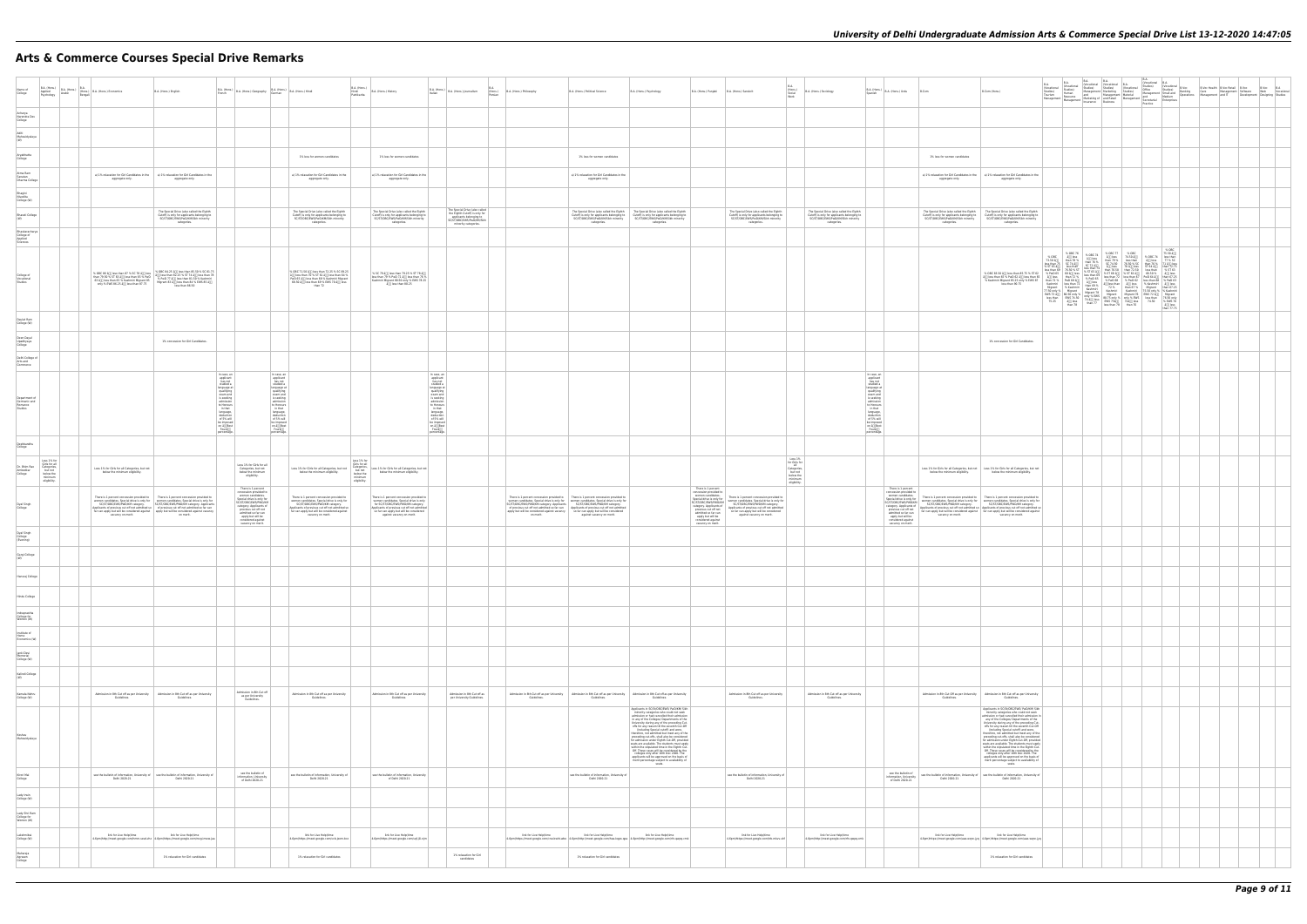# Arts & Commerce Courses Special Drive Remarks

| Name of College | B.A. (Hons.) Applied Psychology | B.A. (Hons.) Arabic | B.A. (Hons.) Bengali | B.A. (Hons.) Economics | B.A. (Hons.) English | B.A. (Hons.) French | B.A. (Hons.) Geography | B.A. (Hons.) German | B.A. (Hons.) Hindi | B.A. (Hons.) Hindi Patrakarita | B.A. (Hons.) History | B.A. (Hons.) Italian | B.A. (Hons.) Journalism | B.A. (Hons.) Persian | B.A. (Hons.) Philosophy | B.A. (Hons.) Political Science | B.A. (Hons.) Psychology | B.A. (Hons.) Punjabi | B.A. (Hons.) Sanskrit | B.A. (Hons.) Social Work | B.A. (Hons.) Sociology | B.A. (Hons.) Spanish | B.A. (Hons.) Urdu | B.Com | B.Com (Hons.) | B.A. (Vocational Studies) Tourism Management | B.A. (Vocational Studies) Human Resource Management | B.A. (Vocational Studies) Marketing Management and Retail Business | B.A. (Vocational Studies) Management and Marketing of Insurance | B.A. (Vocational Studies) Material Management | B.A. (Vocational Studies) Office Management and Secretarial Practice | B.A. (Vocational Studies) Small and Medium Enterprises | B.Voc Banking Operations | B.Voc Health Care | B.Voc Retail Management and IT | B.Voc Software Development | B.Voc Web Designing |
|---|---|---|---|---|---|---|---|---|---|---|---|---|---|---|---|---|---|---|---|---|---|---|---|---|---|---|---|---|---|---|---|---|---|---|---|---|---|
| Acharya Narendra Dev College | | | | | | | | | | | | | | | | | | | | | | | | | | | | | | | | | | | | | |
| Aditi Mahavidyalaya (W) | | | | | | | | | | | | | | | | | | | | | | | | | | | | | | | | | | | | | |
| Aryabhatta College | | | | | | | | | 1% less for women candidates | | 1% less for women candidates | | | | | 1% less for women candidates | | | | | | | | 1% less for women candidates | | | | | | | | | | | | | |
| Atma Ram Sanatan Dharma College | | | | a) 1% relaxation for Girl Candidates in the aggregate only. | a) 1% relaxation for Girl Candidates in the aggregate only. | | | | a) 1% relaxation for Girl Candidates in the aggregate only. | | a) 1% relaxation for Girl Candidates in the aggregate only. | | | | | a) 1% relaxation for Girl Candidates in the aggregate only. | | | | | | | | a) 1% relaxation for Girl Candidates in the aggregate only. | a) 1% relaxation for Girl Candidates in the aggregate only. | | | | | | | | | | | | |
| Bhagini Nivedita College (W) | | | | | | | | | | | | | | | | | | | | | | | | | | | | | | | | | | | | | |
| Bharati College (W) | | | | | The Special Drive (also called the Eighth Cutoff) is only for applicants belonging to SC/ST/OBC/EWS/PwD/KM/Sikh minority categories. | | | | The Special Drive (also called the Eighth Cutoff) is only for applicants belonging to SC/ST/OBC/EWS/PwD/KM/Sikh minority categories. | | The Special Drive (also called the Eighth Cutoff) is only for applicants belonging to SC/ST/OBC/EWS/PwD/KM/Sikh minority categories. | | The Special Drive (also called the Eighth Cutoff) is only for applicants belonging to SC/ST/OBC/EWS/PwD/KM/Sikh minority categories. | | | The Special Drive (also called the Eighth Cutoff) is only for applicants belonging to SC/ST/OBC/EWS/PwD/KM/Sikh minority categories. | The Special Drive (also called the Eighth Cutoff) is only for applicants belonging to SC/ST/OBC/EWS/PwD/KM/Sikh minority categories. | | The Special Drive (also called the Eighth Cutoff) is only for applicants belonging to SC/ST/OBC/EWS/PwD/KM/Sikh minority categories. | | The Special Drive (also called the Eighth Cutoff) is only for applicants belonging to SC/ST/OBC/EWS/PwD/KM/Sikh minority categories. | | | The Special Drive (also called the Eighth Cutoff) is only for applicants belonging to SC/ST/OBC/EWS/PwD/KM/Sikh minority categories. | The Special Drive (also called the Eighth Cutoff) is only for applicants belonging to SC/ST/OBC/EWS/PwD/KM/Sikh minority categories. | | | | | | | | | | | | |
| Bhaskaracharya College of Applied Sciences | | | | | | | | | | | | | | | | | | | | | | | | | | | | | | | | | | | | | |
| College of Vocational Studies | | | | % OBC 89.5 less than 87 % SC 79.5 less than 77 % ST 83 less than 81 % PwD 83 less than 81 % Kashmiri Migrant 84 only % EWS 95.25 less than 97.75 | % OBC 94.25 less than 89.50 % SC 91.75 less than 91 % ST 92 less than 91 % PwD 77 less than 81.50 % Kashmiri Migrant 89 less than 90.25 | | | | % OBC 71.50 less than 72.25 % ST 65.50 less than 64.5 % PwD 65 less than 64.5 Kashmiri Migrant 69.50 less than EWS 73.00 less than 72 | | % OBC 79.75 less than 79.25 % ST 73.50 less than 75 % PwD 73 less than 75 % Kashmiri Migrant 69.00 only % EWS 85.25 less than 86.25 | | | | | | | | | | | | | | % OBC 93.50 less than 85.75 % ST 87 less than 85 % PwD 82 less than 80 % Kashmiri Migrant 85.25 only % EWS 93 less than 96.75 | % OBC 75.50 less than 76 % SC 71.50 less than 70 % ST 65 less than 65 % PwD 62 less than 60.25 % Kashmiri Migrant 77.50 only % EWS 77.25 less than 71.25 | % OBC 76 less than 76.5 % SC 71.50 less than 72 % PwD 65.75 less than 67 % Kashmiri Migrant 66.00 only % EWS 75.50 less than 74 | % OBC 73 less than 74.5 % SC 71.50 less than 70.5 % PwD 66.00 only % EWS 73 less than 77 | % OBC 77 less than 79 % SC 72.50 less than 70.50 % ST 67.5 less than 67 % PwD 63 less than 60 Kashmiri Migrant 66.75 only % EWS 74 less than 78 | % OBC 74.50 less than 76.50 % SC 72.50 less than 71.50 % PwD 62 less than 60 % Kashmiri Migrant 73.50 only % EWS 74 less than 74 | % OBC 73 less than 75 % SC 72.50 less than 70 % ST 67.50 less than 66.75 % PwD 65 less than 62 % Kashmiri Migrant 70.50 only % EWS 77.50 less than 74.25 | % OBC 75.50 less than 77.5 % SC 72.50 less than 71.5 % ST 63 less than 67.25 % PwD 61 less than 60 % Kashmiri Migrant 70.00 only % EWS 76 less than 77.75 | | | | | |
| Daulat Ram College (W) | | | | | | | | | | | | | | | | | | | | | | | | | | | | | | | | | | | | | |
| Deen Dayal Upadhyaya College | | | | | 1% concession for Girl Candidates. | | | | | | | | | | | | | | | | | | | | 1% concession for Girl Candidates. | | | | | | | | | | | | |
| Delhi College of Arts and Commerce | | | | | | | | | | | | | | | | | | | | | | | | | | | | | | | | | | | | | |
| Department of Germanic and Romance Studies | | | | | | In case, an applicant has not studied a language at qualifying exam and is seeking admission to Honours in that language, deduction of 5% will be imposed on [Best Four] percentage. | | In case, an applicant has not studied a language at qualifying exam and is seeking admission to Honours in that language, deduction of 5% will be imposed on [Best Four] percentage. | | | | In case, an applicant has not studied a language at qualifying exam and is seeking admission to Honours in that language, deduction of 5% will be imposed on [Best Four] percentage. | | | | | | | | | | In case, an applicant has not studied a language at qualifying exam and is seeking admission to Honours in that language, deduction of 5% will be imposed on [Best Four] percentage. | | | | | | | | | | | | | | | |
| Deshbandhu College | | | | | | | | | | | | | | | | | | | | | | | | | | | | | | | | | | | | | |
| Dr. Bhim Rao Ambedkar College | Less 1% for Girls for all Categories, but not below the minimum eligibility. | | | Less 1% for Girls for all Categories, but not below the minimum eligibility. | | | Less 1% for Girls for all Categories, but not below the minimum eligibility. | | Less 1% for Girls for all Categories, but not below the minimum eligibility. | Less 1% for Girls for all Categories, but not below the minimum eligibility. | Less 1% for Girls for all Categories, but not below the minimum eligibility. | | | | | | | | | Less 1% for Girls for all Categories, but not below the minimum eligibility. | | | | Less 1% for Girls for all Categories, but not below the minimum eligibility. | Less 1% for Girls for all Categories, but not below the minimum eligibility. | | | | | | | | | | | | |
| Dyal Singh College | | | | There is 1 percent concession provided to women candidates. Special drive is only for SC/ST/OBC/EWS/PWD/KM category. Applicants of previous cut off not admitted so far can apply but will be considered against vacancy on merit. | There is 1 percent concession provided to women candidates. Special drive is only for SC/ST/OBC/EWS/PWD/KM category. Applicants of previous cut off not admitted so far can apply but will be considered against vacancy on merit. | | There is 1 percent concession provided to women candidates. Special drive is only for SC/ST/OBC/EWS/PWD/KM category. Applicants of previous cut off not admitted so far can apply but will be considered against vacancy on merit. | | There is 1 percent concession provided to women candidates. Special drive is only for SC/ST/OBC/EWS/PWD/KM category. Applicants of previous cut off not admitted so far can apply but will be considered against vacancy on merit. | | There is 1 percent concession provided to women candidates. Special drive is only for SC/ST/OBC/EWS/PWD/KM category. Applicants of previous cut off not admitted so far can apply but will be considered against vacancy on merit. | | | | There is 1 percent concession provided to women candidates. Special drive is only for SC/ST/OBC/EWS/PWD/KM category. Applicants of previous cut off not admitted so far can apply but will be considered against vacancy on merit. | There is 1 percent concession provided to women candidates. Special drive is only for SC/ST/OBC/EWS/PWD/KM category. Applicants of previous cut off not admitted so far can apply but will be considered against vacancy on merit. | | There is 1 percent concession provided to women candidates. Special drive is only for SC/ST/OBC/EWS/PWD/KM category. Applicants of previous cut off not admitted so far can apply but will be considered against vacancy on merit. | There is 1 percent concession provided to women candidates. Special drive is only for SC/ST/OBC/EWS/PWD/KM category. Applicants of previous cut off not admitted so far can apply but will be considered against vacancy on merit. | | | | There is 1 percent concession provided to women candidates. Special drive is only for SC/ST/OBC/EWS/PWD/KM category. Applicants of previous cut off not admitted so far can apply but will be considered against vacancy on merit. | There is 1 percent concession provided to women candidates. Special drive is only for SC/ST/OBC/EWS/PWD/KM category. Applicants of previous cut off not admitted so far can apply but will be considered against vacancy on merit. | There is 1 percent concession provided to women candidates. Special drive is only for SC/ST/OBC/EWS/PWD/KM category. Applicants of previous cut off not admitted so far can apply but will be considered against vacancy on merit. | | | | | | | | | | | | |
| Dyal Singh College (Evening) | | | | | | | | | | | | | | | | | | | | | | | | | | | | | | | | | | | | | |
| Gargi College (W) | | | | | | | | | | | | | | | | | | | | | | | | | | | | | | | | | | | | | |
| Hansraj College | | | | | | | | | | | | | | | | | | | | | | | | | | | | | | | | | | | | | |
| Hindu College | | | | | | | | | | | | | | | | | | | | | | | | | | | | | | | | | | | | | |
| Indraprastha College for Women (W) | | | | | | | | | | | | | | | | | | | | | | | | | | | | | | | | | | | | | |
| Institute of Home Economics (W) | | | | | | | | | | | | | | | | | | | | | | | | | | | | | | | | | | | | | |
| Janki Devi Memorial College (W) | | | | | | | | | | | | | | | | | | | | | | | | | | | | | | | | | | | | | |
| Kalindi College (W) | | | | | | | | | | | | | | | | | | | | | | | | | | | | | | | | | | | | | |
| Kamala Nehru College (W) | | | | Admission in 8th Cut off as per University Guidelines. | Admission in 8th Cut off as per University Guidelines. | | Admission in 8th Cut off as per University Guidelines. | | Admission in 8th Cut off as per University Guidelines. | | Admission in 8th Cut off as per University Guidelines. | | Admission in 8th Cut off as per University Guidelines. | | Admission in 8th Cut off as per University Guidelines. | Admission in 8th Cut off as per University Guidelines. | Admission in 8th Cut off as per University Guidelines. | | Admission in 8th Cut off as per University Guidelines. | | Admission in 8th Cut off as per University Guidelines. | | | Admission in 8th Cut off as per University Guidelines. | Admission in 8th Cut off as per University Guidelines. | | | | | | | | | | | | |
| Keshav Mahavidyalaya | | | | | | | | | | | | | | | | | Applicants in SC/ST/OBC/EWS/ PwD/KM/ Sikh minority categories who could not seek admission or had cancelled their admission in any of the Colleges/ Departments of the University during any of the preceding Cut-offs for any reason till the seventh Cut-Off (including Special cutoff) and were, therefore, not admitted but meet any of the preceding cut-offs, shall also be considered for admission under Eighth Cut-off, provided seats are available. The students must apply within the stipulated time in the Eighth Cut-Off. These seats will be considered by the colleges only after 10th Dec 2020. The applicants will be approved on the basis of merit percentage subject to availability of seats. | | | | | | | | Applicants in SC/ST/OBC/EWS/ PwD/KM/ Sikh minority categories who could not seek admission or had cancelled their admission in any of the Colleges/ Departments of the University during any of the preceding Cut-offs for any reason till the seventh Cut-Off (including Special cutoff) and were, therefore, not admitted but meet any of the preceding cut-offs, shall also be considered for admission under Eighth Cut-off, provided seats are available. The students must apply within the stipulated time in the Eighth Cut-Off. These seats will be considered by the colleges only after 10th Dec 2020. The applicants will be approved on the basis of merit percentage subject to availability of seats. | | | | | | | | | | | | |
| Kirori Mal College | | | | see the bulletin of information, University of Delhi 2020-21 | see the bulletin of information, University of Delhi 2020-21 | | see the bulletin of information, University of Delhi 2020-21 | | see the bulletin of information, University of Delhi 2020-21 | | see the bulletin of information, University of Delhi 2020-21 | | | | | see the bulletin of information, University of Delhi 2020-21 | | | see the bulletin of information, University of Delhi 2020-21 | | | | see the bulletin of information, University of Delhi 2020-21 | see the bulletin of information, University of Delhi 2020-21 | see the bulletin of information, University of Delhi 2020-21 | | | | | | | | | | | | |
| Lady Irwin College (W) | | | | | | | | | | | | | | | | | | | | | | | | | | | | | | | | | | | | | |
| Lady Shri Ram College for Women (W) | | | | | | | | | | | | | | | | | | | | | | | | | | | | | | | | | | | | | |
| Lakshmibai College (W) | | | | link for Live Helpline | link for Live Helpline | | | | link for Live Helpline | | link for Live Helpline | | | | link for Live Helpline | link for Live Helpline | link for Live Helpline | | link for Live Helpline | | link for Live Helpline | | | link for Live Helpline | link for Live Helpline | | | | | | | | | | | | |
| Maharaja Agrasen College | | | | | 1% relaxation for Girl candidates | | | | | | | | 1% relaxation for Girl candidates | | | 1% relaxation for Girl candidates | | | | | | | | | 1% relaxation for Girl candidates | | | | | | | | | | | | |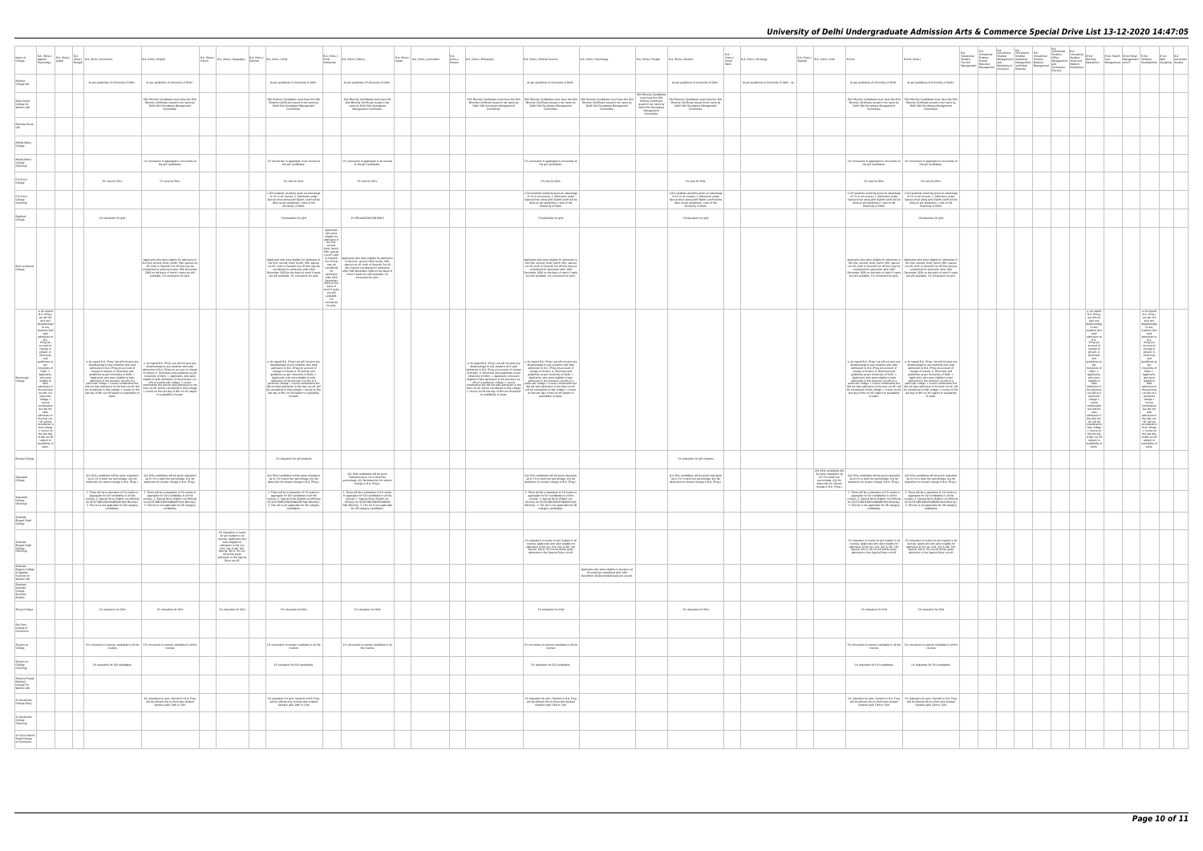| Name of College | B.A. (Hons.) Applied Psychology | B.A. (Hons.) Arabic | B.A. (Hons.) Bengali | B.A. (Hons.) Economics | B.A. (Hons.) English | B.A. (Hons.) French | B.A. (Hons.) Geography | B.A. (Hons.) German | B.A. (Hons.) Hindi | B.A. (Hons.) Hindi Patrakarita | B.A. (Hons.) History | B.A. (Hons.) Italian | B.A. (Hons.) Journalism | B.A. (Hons.) Persian | B.A. (Hons.) Philosophy | B.A. (Hons.) Political Science | B.A. (Hons.) Psychology | B.A. (Hons.) Punjabi | B.A. (Hons.) Sanskrit | B.A. (Hons.) Social Work | B.A. (Hons.) Sociology | B.A. (Hons.) Spanish | B.A. (Hons.) Urdu | B.Com | B.Com (Hons.) | B.A. (Vocational Studies) Tourism Management | B.A. (Vocational Studies) Human Resource Management | B.A. (Vocational Studies) Management and Marketing of Insurance | B.A. (Vocational Studies) Marketing Management and Retail Business | B.A. (Vocational Studies) Material Management | B.A. (Vocational Studies) Office Management and Secretarial Practice | B.A. (Vocational Studies) Small and Medium Enterprises | B.Voc Banking Operations | B.Voc Health Care Management | B.Voc Retail Management and IT | B.Voc Software Development | B.Voc Web Designing | B.A Vocational Studies |
|---|---|---|---|---|---|---|---|---|---|---|---|---|---|---|---|---|---|---|---|---|---|---|---|---|---|---|---|---|---|---|---|---|---|---|---|---|---|---|
| Maitreyi College (W) | | | | As per guidelines of University of Delhi. | As per guidelines of University of Delhi. | | | | As per guidelines of University of Delhi. | | As per guidelines of University of Delhi. | | | | | As per guidelines of University of Delhi. | | | As per guidelines of University of Delhi. | | As per guidelines of University of Delhi - ks | | | As per guidelines of University of Delhi. | As per guidelines of University of Delhi. | | | | | | | | | | | | | |
| Mata Sundri College for Women (W) | | | | | Sikh Minority Candidates must have the Sikh Minority Certificate issued in her name by Delhi Sikh Gurudwara Management Committee. | | | | Sikh Minority Candidates must have the Sikh Minority Certificate issued in her name by Delhi Sikh Gurudwara Management Committee. | | Sikh Minority Candidates must have the Sikh Minority Certificate issued in her name by Delhi Sikh Gurudwara Management Committee. | | | | Sikh Minority Candidates must have the Sikh Minority Certificate issued in her name by Delhi Sikh Gurudwara Management Committee. | Sikh Minority Candidates must have the Sikh Minority Certificate issued in her name by Delhi Sikh Gurudwara Management Committee. | Sikh Minority Candidates must have the Sikh Minority Certificate issued in her name by Delhi Sikh Gurudwara Management Committee. | Sikh Minority Candidates must have the Sikh Minority Certificate issued in her name by Delhi Sikh Gurudwara Management Committee. | Sikh Minority Candidates must have the Sikh Minority Certificate issued in her name by Delhi Sikh Gurudwara Management Committee. | | | | | Sikh Minority Candidates must have the Sikh Minority Certificate issued in her name by Delhi Sikh Gurudwara Management Committee. | Sikh Minority Candidates must have the Sikh Minority Certificate issued in her name by Delhi Sikh Gurudwara Management Committee. | | | | | | | | | | | | | |
| Miranda House (W) | | | | | | | | | | | | | | | | | | | | | | | | | | | | | | | | | | | | | | |
| Motilal Nehru College | | | | | | | | | | | | | | | | | | | | | | | | | | | | | | | | | | | | | | |
| Motilal Nehru College (Evening) | | | | | 1% concession in aggregate in all courses to the girl candidates. | | | | 1% concession in aggregate in all courses to the girl candidates. | | 1% concession in aggregate in all courses to the girl candidates. | | | | | 1% concession in aggregate in all courses to the girl candidates. | | | | | | | | 1% concession in aggregate in all courses to the girl candidates. | 1% concession in aggregate in all courses to the girl candidates. | | | | | | | | | | | | | |
| P.G.D.A.V. College | | | | 5% Less for Girls. | 5% Less for Girls. | | | | 2% Less for Girls. | | 5% Less for Girls. | | | | | 5% Less for Girls. | | | 2% Less for Girls. | | | | | 5% Less for Girls. | 5% Less for Girls. | | | | | | | | | | | | | |
| P.G.D.A.V. College (Evening) | | | | | | | | | 1.Girl students would be given an advantage of 1% in all courses. 2. Admission under Special drive along with Eighth cutoff will be done as per guidelines / rules of the University of Delhi. | | | | | | | 1.Girl students would be given an advantage of 1% in all courses. 2. Admission under Special drive along with Eighth cutoff will be done as per guidelines / rules of the University of Delhi. | | | 1.Girl students would be given an advantage of 1% in all courses. 2. Admission under Special drive along with Eighth cutoff will be done as per guidelines / rules of the University of Delhi. | | | | | 1.Girl students would be given an advantage of 1% in all courses. 2. Admission under Special drive along with Eighth cutoff will be done as per guidelines / rules of the University of Delhi. | 1.Girl students would be given an advantage of 1% in all courses. 2. Admission under Special drive along with Eighth cutoff will be done as per guidelines / rules of the University of Delhi. | | | | | | | | | | | | | |
| Rajdhani College | | | | 1% relaxation for girls | | | | | 1%relaxation for girls | | 1% RELAXATION FOR GIRLS | | | | | 1%relaxation for girls | | | 1%relaxation for girls | | | | | | 1%relaxation for girls | | | | | | | | | | | | | |
| Ram Lal Anand College | | | | | Applicants who were eligible for admission in the first, second, third, fourth, fifth, special cut-off, sixth or Seventh Cut off lists may be considered for admission after 16th December 2020 on the basis of merit if seats are still available. 1% concession for girls. | | | | Applicants who were eligible for admission in the first, second, third, fourth, fifth, special cut-off, sixth or Seventh Cut off lists may be considered for admission after 16th December 2020 on the basis of merit if seats are still available. 1% concession for girls. | Applicants who were eligible for admission in the first, second, third, fourth, fifth, special cut-off, sixth or Seventh Cut off lists may be considered for admission after 16th December 2020 on the basis of merit if seats are still available. 1% concession for girls. | Applicants who were eligible for admission in the first, second, third, fourth, fifth, special cut-off, sixth or Seventh Cut off lists may be considered for admission after 16th December 2020 on the basis of merit if seats are still available. 1% concession for girls. | | | | | Applicants who were eligible for admission in the first, second, third, fourth, fifth, special cut-off, sixth or Seventh Cut off lists may be considered for admission after 16th December 2020 on the basis of merit if seats are still available. 1% concession for girls. | | | | | | | | Applicants who were eligible for admission in the first, second, third, fourth, fifth, special cut-off, sixth or Seventh Cut off lists may be considered for admission after 16th December 2020 on the basis of merit if seats are still available. 1% concession for girls. | Applicants who were eligible for admission in the first, second, third, fourth, fifth, special cut-off, sixth or Seventh Cut off lists may be considered for admission after 16th December 2020 on the basis of merit if seats are still available. 1% concession for girls. | | | | | | | | | | | | | |
| Ramanujan College | a. As regard B.A. (Prog.) we will not give any disadvantage to any students who seek admission to B.A. (Prog) on account of change of stream. b. Directives and guidelines as per University of Delhi. c. Applicants, who were eligible to take admission in the previous cut-offs of a particular college + course combination but did not take admission in that cut-off, will be considered in that college + course on the last day of 8th cut off subject to availability of seats. | | | a. As regard B.A. (Prog.) we will not give any disadvantage to any students who seek admission to B.A. (Prog) on account of change of stream. b. Directives and guidelines as per University of Delhi. c. Applicants, who were eligible to take admission in the previous cut-offs of a particular college + course combination but did not take admission in that cut-off, will be considered in that college + course on the last day of 8th cut off subject to availability of seats. | a. As regard B.A. (Prog.) we will not give any disadvantage to any students who seek admission to B.A. (Prog) on account of change of stream. b. Directives and guidelines as per University of Delhi. c. Applicants, who were eligible to take admission in the previous cut-offs of a particular college + course combination but did not take admission in that cut-off, will be considered in that college + course on the last day of 8th cut off subject to availability of seats. | | | | a. As regard B.A. (Prog.) we will not give any disadvantage to any students who seek admission to B.A. (Prog) on account of change of stream. b. Directives and guidelines as per University of Delhi. c. Applicants, who were eligible to take admission in the previous cut-offs of a particular college + course combination but did not take admission in that cut-off, will be considered in that college + course on the last day of 8th cut off subject to availability of seats. | | | | | | a. As regard B.A. (Prog.) we will not give any disadvantage to any students who seek admission to B.A. (Prog) on account of change of stream. b. Directives and guidelines as per University of Delhi. c. Applicants, who were eligible to take admission in the previous cut-offs of a particular college + course combination but did not take admission in that cut-off, will be considered in that college + course on the last day of 8th cut off subject to availability of seats. | a. As regard B.A. (Prog.) we will not give any disadvantage to any students who seek admission to B.A. (Prog) on account of change of stream. b. Directives and guidelines as per University of Delhi. c. Applicants, who were eligible to take admission in the previous cut-offs of a particular college + course combination but did not take admission in that cut-off, will be considered in that college + course on the last day of 8th cut off subject to availability of seats. | | | | | | | | a. As regard B.A. (Prog.) we will not give any disadvantage to any students who seek admission to B.A. (Prog) on account of change of stream. b. Directives and guidelines as per University of Delhi. c. Applicants, who were eligible to take admission in the previous cut-offs of a particular college + course combination but did not take admission in that cut-off, will be considered in that college + course on the last day of 8th cut off subject to availability of seats. | a. As regard B.A. (Prog.) we will not give any disadvantage to any students who seek admission to B.A. (Prog) on account of change of stream. b. Directives and guidelines as per University of Delhi. c. Applicants, who were eligible to take admission in the previous cut-offs of a particular college + course combination but did not take admission in that cut-off, will be considered in that college + course on the last day of 8th cut off subject to availability of seats. | | | | | | | | a. As regard B.A. (Prog.) we will not give any disadvantage to any students who seek admission to B.A. (Prog) on account of change of stream. b. Directives and guidelines as per University of Delhi. c. Applicants, who were eligible to take admission in the previous cut-offs of a particular college + course combination but did not take admission in that cut-off, will be considered in that college + course on the last day of 8th cut off subject to availability of seats. | | | a. As regard B.A. (Prog.) we will not give any disadvantage to any students who seek admission to B.A. (Prog) on account of change of stream. b. Directives and guidelines as per University of Delhi. c. Applicants, who were eligible to take admission in the previous cut-offs of a particular college + course combination but did not take admission in that cut-off, will be considered in that college + course on the last day of 8th cut off subject to availability of seats. | | |
| Ramjas College | | | | | | | | | 1% relaxation for girl students | | | | | | | | | | 1% relaxation for girl students. | | | | | | | | | | | | | | | | | | | |
| Satyawati College | | | | (1) Girls candidates will be given relaxation up to 1% in best four percentage. (2) No deduction for stream change in B.A. (Prog.) | (1) Girls candidates will be given relaxation up to 1% in best four percentage. (2) No deduction for stream change in B.A. (Prog.) | | | | (1) Girls candidates will be given relaxation up to 1% in best four percentage. (2) No deduction for stream change in B.A. (Prog.) | | (1) Girls candidates will be given relaxation up to 1% in best four percentage. (2) No deduction for stream change in B.A. (Prog.) | | | | | (1) Girls candidates will be given relaxation up to 1% in best four percentage. (2) No deduction for stream change in B.A. (Prog.) | | | (1) Girls candidates will be given relaxation up to 1% in best four percentage. (2) No deduction for stream change in B.A. (Prog.) | | | | (1) Girls candidates will be given relaxation up to 1% in best four percentage. (2) No deduction for stream change in B.A. (Prog.) | (1) Girls candidates will be given relaxation up to 1% in best four percentage. (2) No deduction for stream change in B.A. (Prog.) | (1) Girls candidates will be given relaxation up to 1% in best four percentage. (2) No deduction for stream change in B.A. (Prog.) | | | | | | | | | | | | | |
| Satyawati College (Evening) | | | | 1. There will be a relaxation of 1% marks in aggregate for Girl candidates in all the courses. 2. Special Drive (Eighth cut-off)only for SC/ST/OBC/EWS/PwBD/KM/Sikh Minority. 3. This list is not applicable for UR category candidates. | 1. There will be a relaxation of 1% marks in aggregate for Girl candidates in all the courses. 2. Special Drive (Eighth cut-off)only for SC/ST/OBC/EWS/PwBD/KM/Sikh Minority. 3. This list is not applicable for UR category candidates. | | | | 1. There will be a relaxation of 1% marks in aggregate for Girl candidates in all the courses. 2. Special Drive (Eighth cut-off)only for SC/ST/OBC/EWS/PwBD/KM/Sikh Minority. 3. This list is not applicable for UR category candidates. | | 1. There will be a relaxation of 1% marks in aggregate for Girl candidates in all the courses. 2. Special Drive (Eighth cut-off)only for SC/ST/OBC/EWS/PwBD/KM/Sikh Minority. 3. This list is not applicable for UR category candidates. | | | | | 1. There will be a relaxation of 1% marks in aggregate for Girl candidates in all the courses. 2. Special Drive (Eighth cut-off)only for SC/ST/OBC/EWS/PwBD/KM/Sikh Minority. 3. This list is not applicable for UR category candidates. | | | | | | | | 1. There will be a relaxation of 1% marks in aggregate for Girl candidates in all the courses. 2. Special Drive (Eighth cut-off)only for SC/ST/OBC/EWS/PwBD/KM/Sikh Minority. 3. This list is not applicable for UR category candidates. | 1. There will be a relaxation of 1% marks in aggregate for Girl candidates in all the courses. 2. Special Drive (Eighth cut-off)only for SC/ST/OBC/EWS/PwBD/KM/Sikh Minority. 3. This list is not applicable for UR category candidates. | | | | | | | | | | | | | |
| Shaheed Bhagat Singh College | | | | | | | | | | | | | | | | | | | | | | | | | | | | | | | | | | | | | | |
| Shaheed Bhagat Singh College (Evening) | | | | | | | 1% relaxation in marks for girl students in all courses. Applicants who were eligible for admission in the 1st, 2nd, 3rd, 4th, 5th, Special, 6th & 7th Cut-offs have been given admission in the Special Drive cut-off | | | | | | | | | 1% relaxation in marks for girl student in all courses. Applicants who were eligible for admission in the 1st, 2nd, 3rd, 4th, 5th, Special, 6th & 7th cut-offs have been given admission in the Special Drive cut-off. | | | | | | | | 1% relaxation in marks for girl student in all courses. Applicants who were eligible for admission in the 1st, 2nd, 3rd, 4th, 5th, Special, 6th & 7th cut-offs have been given admission in the Special Drive cut-off. | 1% relaxation in marks for girl student in all courses. Applicants who were eligible for admission in the 1st, 2nd, 3rd, 4th, 5th, Special, 6th & 7th cut-offs have been given admission in the Special Drive cut-off. | | | | | | | | | | | | | |
| Shaheed Rajguru College of Applied Sciences for Women (W) | | | | | | | | | | | | | | | | | Applicants who were eligible in previous cut-off will be considered after 16th December 2020 provided seats are vacant. | | | | | | | | | | | | | | | | | | | | | |
| Shaheed Sukhdev College of Business Studies | | | | | | | | | | | | | | | | | | | | | | | | | | | | | | | | | | | | | | |
| Shivaji College | | | | 1% relaxation for Girls. | 1% relaxation for Girls. | | 1% relaxation for Girls. | | 1% relaxation for Girls. | | 1% relaxation for Girls. | | | | | 1% relaxation for Girls. | | | 1% relaxation for Girls. | | | | | 1% relaxation for Girls. | 1% relaxation for Girls. | | | | | | | | | | | | | |
| Shri Ram College of Commerce | | | | | | | | | | | | | | | | | | | | | | | | | | | | | | | | | | | | | | |
| Shyama Lal College | | | | 1% concession to woman candidate in all the courses. | 1% concession to woman candidate in all the courses. | | | | 1% concession to woman candidate in all the courses. | | 1% concession to woman candidate in all the courses. | | | | | 1% concession to woman candidate in all the courses. | | | | | | | | 1% concession to woman candidate in all the courses. | 1% concession to woman candidate in all the courses. | | | | | | | | | | | | | |
| Shyama Lal College (Evening) | | | | 1% relaxation for Girl candidates. | | | | | 1% relaxation for Girl candidates. | | | | | | | 1% relaxation for Girl candidates. | | | | | | | | 1% relaxation for Girl candidates. | 1% relaxation for Girl candidates. | | | | | | | | | | | | | |
| Shyama Prasad Mukherji College For Women (W) | | | | | | | | | | | | | | | | | | | | | | | | | | | | | | | | | | | | | | |
| Sri Aurobindo College (Day) | | | | | 1% relaxation for girls. Sanskrit in B.A. Prog. will be offered only to those who studied Sanskrit upto 10th or 12th. | | | | 1% relaxation for girls. Sanskrit in B.A. Prog. will be offered only to those who studied Sanskrit upto 10th or 12th. | | | | | | | 1% relaxation for girls. Sanskrit in B.A. Prog. will be offered only to those who studied Sanskrit upto 10th or 12th. | | | | | | | | 1% relaxation for girls. Sanskrit in B.A. Prog. will be offered only to those who studied Sanskrit upto 10th or 12th. | 1% relaxation for girls. Sanskrit in B.A. Prog. will be offered only to those who studied Sanskrit upto 10th or 12th. | | | | | | | | | | | | | |
| Sri Aurobindo College (Evening) | | | | | | | | | | | | | | | | | | | | | | | | | | | | | | | | | | | | | | |
| Sri Guru Gobind Singh College of Commerce | | | | | | | | | | | | | | | | | | | | | | | | | | | | | | | | | | | | | | |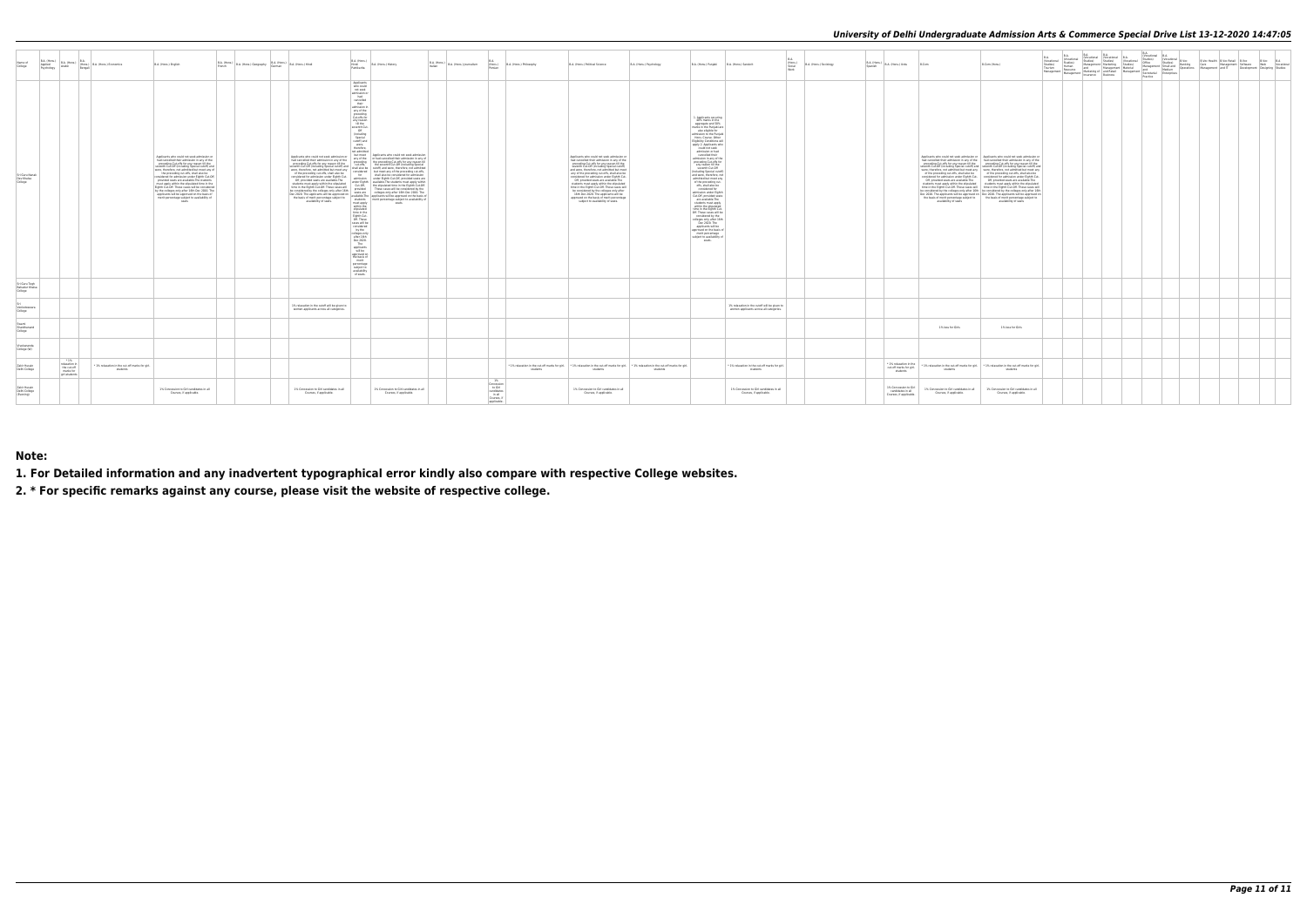| Name of College | B.A. (Hons.) Applied Psychology | B.A. (Hons.) Arabic | B.A. (Hons.) Bengali | B.A. (Hons.) Economics | B.A. (Hons.) English | B.A. (Hons.) French | B.A. (Hons.) Geography | B.A. (Hons.) German | B.A. (Hons.) Hindi | B.A. (Hons.) Hindi Patrakarita | B.A. (Hons.) History | B.A. (Hons.) Italian | B.A. (Hons.) Journalism | B.A. (Hons.) Persian | B.A. (Hons.) Philosophy | B.A. (Hons.) Political Science | B.A. (Hons.) Psychology | B.A. (Hons.) Punjabi | B.A. (Hons.) Sanskrit | B.A. (Hons.) Social Work | B.A. (Hons.) Sociology | B.A. (Hons.) Spanish | B.A. (Hons.) Urdu | B.Com | B.Com (Hons.) | B.A. (Vocational Studies) Tourism Management | B.A. (Vocational Studies) Human Resource Management | B.A. (Vocational Studies) Management and Marketing of Insurance | B.A. (Vocational Studies) Marketing Management and Retail Business | B.A. (Vocational Studies) Material Management | B.A. (Vocational Studies) Office Management and Secretarial Practice | B.A. (Vocational Studies) Small and Medium Enterprises | B.Voc Banking Operations | B.Voc Health Care Management | B.Voc Retail Management and IT | B.Voc Software Development | B.Voc Web Designing | B.A Vocational Studies |
|---|---|---|---|---|---|---|---|---|---|---|---|---|---|---|---|---|---|---|---|---|---|---|---|---|---|---|---|---|---|---|---|---|---|---|---|---|---|---|
| Sri Guru Nanak Dev Khalsa College | | | | | Applicants who could not seek admission or had cancelled their admission in any of the preceding Cut-offs for any reason till the seventh Cut-Off (including Special cutoff) and were, therefore, not admitted but meet any of the preceding cut-offs, shall also be considered for admission under Eighth Cut-Off, provided seats are available.The students must apply within the stipulated time in the Eighth Cut-Off. These cases will be considered by the colleges only after 15th Dec 2020. The applicants will be approved on the basis of merit percentage subject to availability of seats. | | | | Applicants who could not seek admission or had cancelled their admission in any of the preceding Cut-offs for any reason till the seventh Cut-Off (including Special cutoff) and were, therefore, not admitted but meet any of the preceding cut-offs, shall also be considered for admission under Eighth Cut-Off, provided seats are available.The students must apply within the stipulated time in the Eighth Cut-Off. These cases will be considered by the colleges only after 15th Dec 2020. The applicants will be approved on the basis of merit percentage subject to availability of seats. | Applicants who could not seek admission or had cancelled their admission in any of the preceding Cut-offs for any reason till the seventh Cut-Off (including Special cutoff) and were, therefore, not admitted but meet any of the preceding cut-offs, shall also be considered for admission under Eighth Cut-Off, provided seats are available.The students must apply within the stipulated time in the Eighth Cut-Off. These cases will be considered by the colleges only after 15th Dec 2020. The applicants will be approved on the basis of merit percentage subject to availability of seats. | Applicants who could not seek admission or had cancelled their admission in any of the preceding Cut-offs for any reason till the seventh Cut-Off (including Special cutoff) and were, therefore, not admitted but meet any of the preceding cut-offs, shall also be considered for admission under Eighth Cut-Off, provided seats are available.The students must apply within the stipulated time in the Eighth Cut-Off. These cases will be considered by the colleges only after 15th Dec 2020. The applicants will be approved on the basis of merit percentage subject to availability of seats. | | | | | Applicants who could not seek admission or had cancelled their admission in any of the preceding Cut-offs for any reason till the seventh Cut-Off (including Special cutoff) and were, therefore, not admitted but meet any of the preceding cut-offs, shall also be considered for admission under Eighth Cut-Off, provided seats are available.The students must apply within the stipulated time in the Eighth Cut-Off. These cases will be considered by the colleges only after 15th Dec 2020. The applicants will be approved on the basis of merit percentage subject to availability of seats. | | 1. Applicants securing 40% marks in the aggregate and 50% marks in the Punjabi are also eligible for admission to the Punjabi (Hons.) Course. Other Eligibility Conditions will apply. 2. Applicants who could not seek admission or had cancelled their admission in any of the preceding Cut-offs for any reason till the seventh Cut-Off (including Special cutoff) and were, therefore, not admitted but meet any of the preceding cut-offs, shall also be considered for admission under Eighth Cut-Off, provided seats are available.The students must apply within the stipulated time in the Eighth Cut-Off. These cases will be considered by the colleges only after 15th Dec 2020. The applicants will be approved on the basis of merit percentage subject to availability of seats. | | | | | | Applicants who could not seek admission or had cancelled their admission in any of the preceding Cut-offs for any reason till the seventh Cut-Off (including Special cutoff) and were, therefore, not admitted but meet any of the preceding cut-offs, shall also be considered for admission under Eighth Cut-Off, provided seats are available.The students must apply within the stipulated time in the Eighth Cut-Off. These cases will be considered by the colleges only after 15th Dec 2020. The applicants will be approved on the basis of merit percentage subject to availability of seats. | Applicants who could not seek admission or had cancelled their admission in any of the preceding Cut-offs for any reason till the seventh Cut-Off (including Special cutoff) and were, therefore, not admitted but meet any of the preceding cut-offs, shall also be considered for admission under Eighth Cut-Off, provided seats are available.The students must apply within the stipulated time in the Eighth Cut-Off. These cases will be considered by the colleges only after 15th Dec 2020. The applicants will be approved on the basis of merit percentage subject to availability of seats. | | | | | | | | | | | | | |
| Sri Guru Tegh Bahadur Khalsa College | | | | | | | | | | | | | | | | | | | | | | | | | | | | | | | | | | | | | | |
| Sri Venkateswara College | | | | | | | | | 1% relaxation in the cutoff will be given to women applicants across all categories. | | | | | | | | | | 1% relaxation in the cutoff will be given to women applicants across all categories. | | | | | | | | | | | | | | | | | | | |
| Swami Shraddhanand College | | | | | | | | | | | | | | | | | | | | | | | | 1% less for Girls | 1% less for Girls | | | | | | | | | | | | | |
| Vivekananda College (W.) | | | | | | | | | | | | | | | | | | | | | | | | | | | | | | | | | | | | | | |
| Zakir Husain Delhi College | | * 1% relaxation in the cut-off marks for girl students | | * 1% relaxation in the cut-off marks for girl students | | | | | | | | | | | * 1% relaxation in the cut-off marks for girls students | * 1% relaxation in the cut-off marks for girl students | * 1% relaxation in the cut-off marks for girl students | | * 1% relaxation in the cut-off marks for girl students | | | | * 1% relaxation in the cut-off marks for girl students | * 1% relaxation in the cut-off marks for girl students | * 1% relaxation in the cut-off marks for girl students | | | | | | | | | | | | | |
| Zakir Husain Delhi College (Evening) | | | | | 1% Concession to GH candidates in all Courses, if applicable | | | | 1% Concession to GH candidates in all Courses, if applicable | | 1% Concession to GH candidates in all Courses, if applicable | | | 1% Concession to GH candidates in all Courses, if applicable | | 1% Concession to GH candidates in all Courses, if applicable | | | 1% Concession to GH candidates in all Courses, if applicable | | | | 1% Concession to GH candidates in all Courses, if applicable | 1% Concession to GH candidates in all Courses, if applicable | 1% Concession to GH candidates in all Courses, if applicable | | | | | | | | | | | | | |

**Note:**

**1. For Detailed information and any inadvertent typographical error kindly also compare with respective College websites.**

**2. * For specific remarks against any course, please visit the website of respective college.**